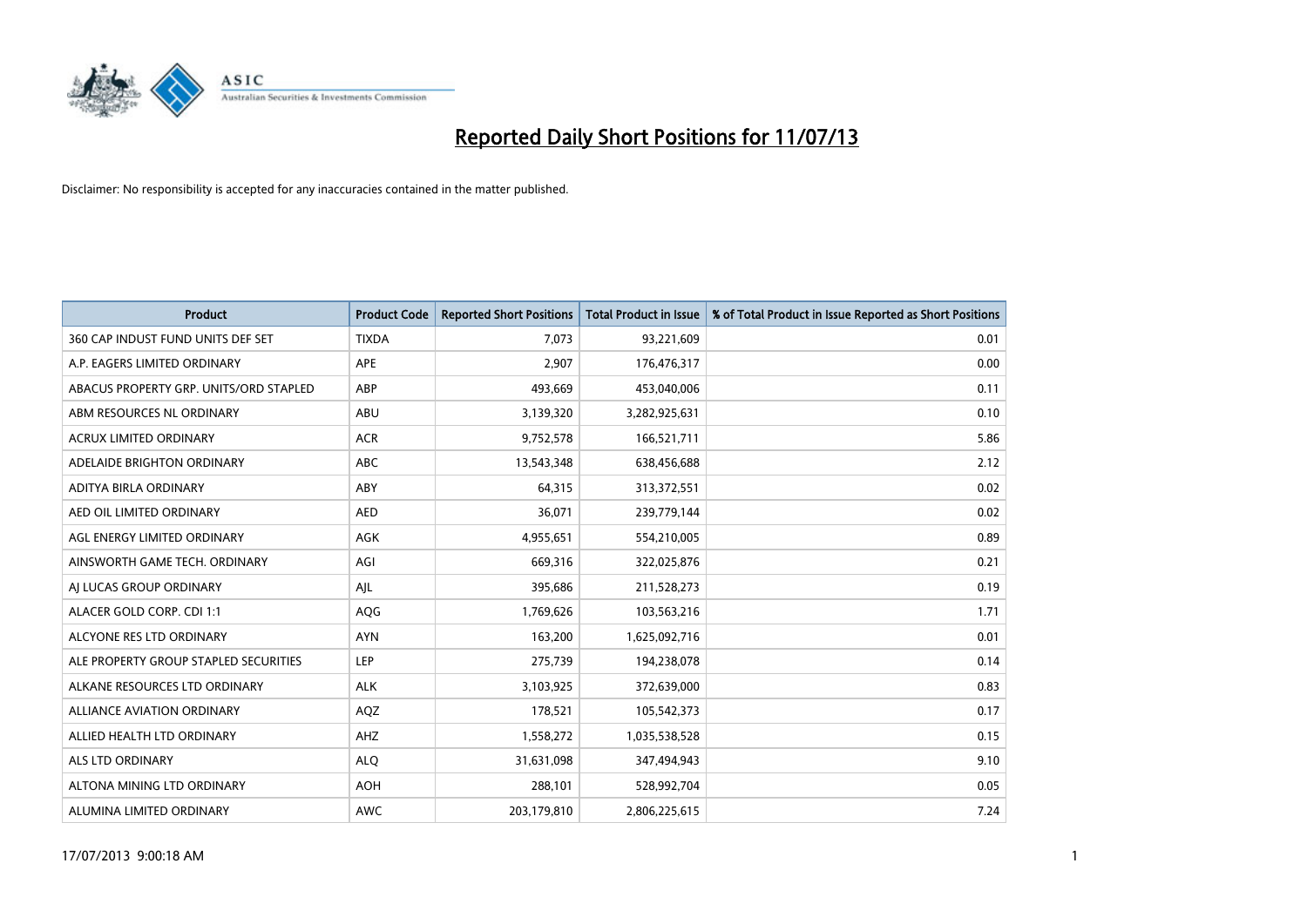# Reported Daily Short Positions for 11/07/13

Disclaimer: No responsibility is accepted for any inaccuracies contained in the matter published.

| Product | Product Code | Reported Short Positions | Total Product in Issue | % of Total Product in Issue Reported as Short Positions |
|---|---|---|---|---|
| 360 CAP INDUST FUND UNITS DEF SET | TIXDA | 7,073 | 93,221,609 | 0.01 |
| A.P. EAGERS LIMITED ORDINARY | APE | 2,907 | 176,476,317 | 0.00 |
| ABACUS PROPERTY GRP. UNITS/ORD STAPLED | ABP | 493,669 | 453,040,006 | 0.11 |
| ABM RESOURCES NL ORDINARY | ABU | 3,139,320 | 3,282,925,631 | 0.10 |
| ACRUX LIMITED ORDINARY | ACR | 9,752,578 | 166,521,711 | 5.86 |
| ADELAIDE BRIGHTON ORDINARY | ABC | 13,543,348 | 638,456,688 | 2.12 |
| ADITYA BIRLA ORDINARY | ABY | 64,315 | 313,372,551 | 0.02 |
| AED OIL LIMITED ORDINARY | AED | 36,071 | 239,779,144 | 0.02 |
| AGL ENERGY LIMITED ORDINARY | AGK | 4,955,651 | 554,210,005 | 0.89 |
| AINSWORTH GAME TECH. ORDINARY | AGI | 669,316 | 322,025,876 | 0.21 |
| AJ LUCAS GROUP ORDINARY | AJL | 395,686 | 211,528,273 | 0.19 |
| ALACER GOLD CORP. CDI 1:1 | AQG | 1,769,626 | 103,563,216 | 1.71 |
| ALCYONE RES LTD ORDINARY | AYN | 163,200 | 1,625,092,716 | 0.01 |
| ALE PROPERTY GROUP STAPLED SECURITIES | LEP | 275,739 | 194,238,078 | 0.14 |
| ALKANE RESOURCES LTD ORDINARY | ALK | 3,103,925 | 372,639,000 | 0.83 |
| ALLIANCE AVIATION ORDINARY | AQZ | 178,521 | 105,542,373 | 0.17 |
| ALLIED HEALTH LTD ORDINARY | AHZ | 1,558,272 | 1,035,538,528 | 0.15 |
| ALS LTD ORDINARY | ALQ | 31,631,098 | 347,494,943 | 9.10 |
| ALTONA MINING LTD ORDINARY | AOH | 288,101 | 528,992,704 | 0.05 |
| ALUMINA LIMITED ORDINARY | AWC | 203,179,810 | 2,806,225,615 | 7.24 |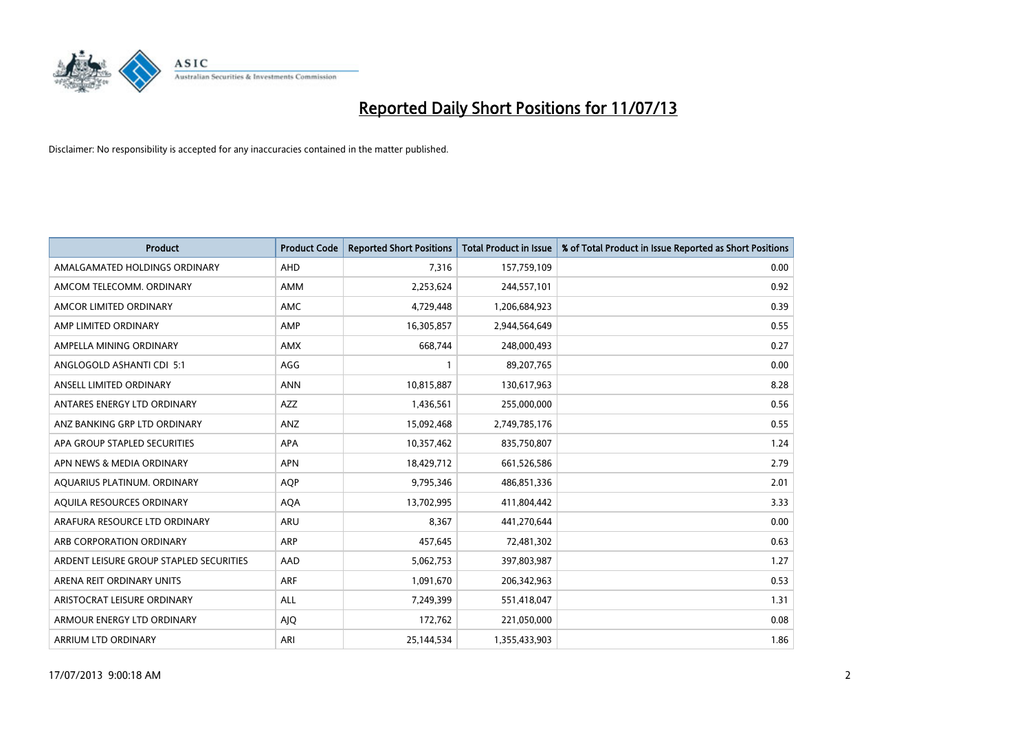# Reported Daily Short Positions for 11/07/13

Disclaimer: No responsibility is accepted for any inaccuracies contained in the matter published.

| Product | Product Code | Reported Short Positions | Total Product in Issue | % of Total Product in Issue Reported as Short Positions |
|---|---|---|---|---|
| AMALGAMATED HOLDINGS ORDINARY | AHD | 7,316 | 157,759,109 | 0.00 |
| AMCOM TELECOMM. ORDINARY | AMM | 2,253,624 | 244,557,101 | 0.92 |
| AMCOR LIMITED ORDINARY | AMC | 4,729,448 | 1,206,684,923 | 0.39 |
| AMP LIMITED ORDINARY | AMP | 16,305,857 | 2,944,564,649 | 0.55 |
| AMPELLA MINING ORDINARY | AMX | 668,744 | 248,000,493 | 0.27 |
| ANGLOGOLD ASHANTI CDI 5:1 | AGG | 1 | 89,207,765 | 0.00 |
| ANSELL LIMITED ORDINARY | ANN | 10,815,887 | 130,617,963 | 8.28 |
| ANTARES ENERGY LTD ORDINARY | AZZ | 1,436,561 | 255,000,000 | 0.56 |
| ANZ BANKING GRP LTD ORDINARY | ANZ | 15,092,468 | 2,749,785,176 | 0.55 |
| APA GROUP STAPLED SECURITIES | APA | 10,357,462 | 835,750,807 | 1.24 |
| APN NEWS & MEDIA ORDINARY | APN | 18,429,712 | 661,526,586 | 2.79 |
| AQUARIUS PLATINUM. ORDINARY | AQP | 9,795,346 | 486,851,336 | 2.01 |
| AQUILA RESOURCES ORDINARY | AQA | 13,702,995 | 411,804,442 | 3.33 |
| ARAFURA RESOURCE LTD ORDINARY | ARU | 8,367 | 441,270,644 | 0.00 |
| ARB CORPORATION ORDINARY | ARP | 457,645 | 72,481,302 | 0.63 |
| ARDENT LEISURE GROUP STAPLED SECURITIES | AAD | 5,062,753 | 397,803,987 | 1.27 |
| ARENA REIT ORDINARY UNITS | ARF | 1,091,670 | 206,342,963 | 0.53 |
| ARISTOCRAT LEISURE ORDINARY | ALL | 7,249,399 | 551,418,047 | 1.31 |
| ARMOUR ENERGY LTD ORDINARY | AJQ | 172,762 | 221,050,000 | 0.08 |
| ARRIUM LTD ORDINARY | ARI | 25,144,534 | 1,355,433,903 | 1.86 |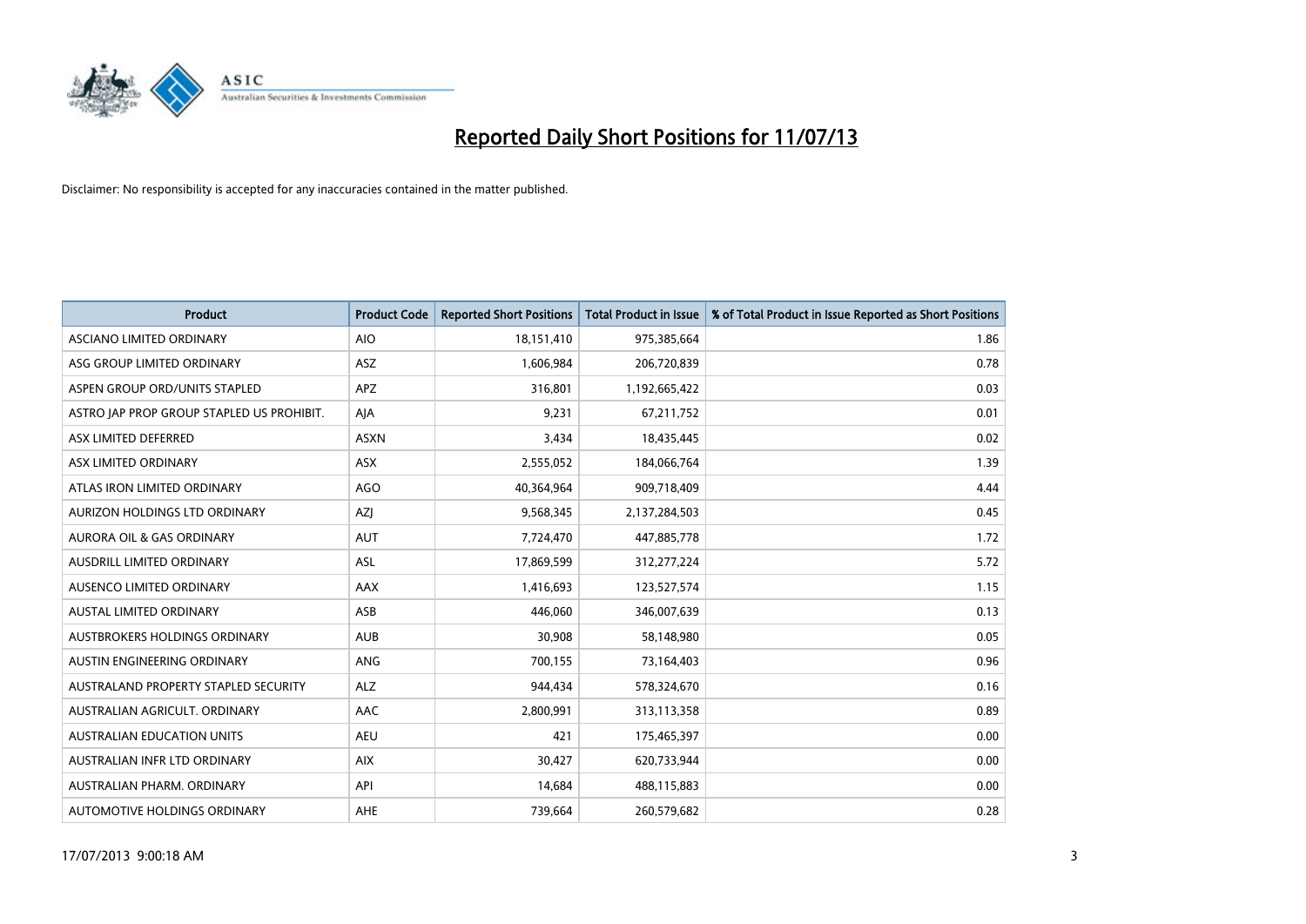# Reported Daily Short Positions for 11/07/13

Disclaimer: No responsibility is accepted for any inaccuracies contained in the matter published.

| Product | Product Code | Reported Short Positions | Total Product in Issue | % of Total Product in Issue Reported as Short Positions |
|---|---|---|---|---|
| ASCIANO LIMITED ORDINARY | AIO | 18,151,410 | 975,385,664 | 1.86 |
| ASG GROUP LIMITED ORDINARY | ASZ | 1,606,984 | 206,720,839 | 0.78 |
| ASPEN GROUP ORD/UNITS STAPLED | APZ | 316,801 | 1,192,665,422 | 0.03 |
| ASTRO JAP PROP GROUP STAPLED US PROHIBIT. | AJA | 9,231 | 67,211,752 | 0.01 |
| ASX LIMITED DEFERRED | ASXN | 3,434 | 18,435,445 | 0.02 |
| ASX LIMITED ORDINARY | ASX | 2,555,052 | 184,066,764 | 1.39 |
| ATLAS IRON LIMITED ORDINARY | AGO | 40,364,964 | 909,718,409 | 4.44 |
| AURIZON HOLDINGS LTD ORDINARY | AZJ | 9,568,345 | 2,137,284,503 | 0.45 |
| AURORA OIL & GAS ORDINARY | AUT | 7,724,470 | 447,885,778 | 1.72 |
| AUSDRILL LIMITED ORDINARY | ASL | 17,869,599 | 312,277,224 | 5.72 |
| AUSENCO LIMITED ORDINARY | AAX | 1,416,693 | 123,527,574 | 1.15 |
| AUSTAL LIMITED ORDINARY | ASB | 446,060 | 346,007,639 | 0.13 |
| AUSTBROKERS HOLDINGS ORDINARY | AUB | 30,908 | 58,148,980 | 0.05 |
| AUSTIN ENGINEERING ORDINARY | ANG | 700,155 | 73,164,403 | 0.96 |
| AUSTRALAND PROPERTY STAPLED SECURITY | ALZ | 944,434 | 578,324,670 | 0.16 |
| AUSTRALIAN AGRICULT. ORDINARY | AAC | 2,800,991 | 313,113,358 | 0.89 |
| AUSTRALIAN EDUCATION UNITS | AEU | 421 | 175,465,397 | 0.00 |
| AUSTRALIAN INFR LTD ORDINARY | AIX | 30,427 | 620,733,944 | 0.00 |
| AUSTRALIAN PHARM. ORDINARY | API | 14,684 | 488,115,883 | 0.00 |
| AUTOMOTIVE HOLDINGS ORDINARY | AHE | 739,664 | 260,579,682 | 0.28 |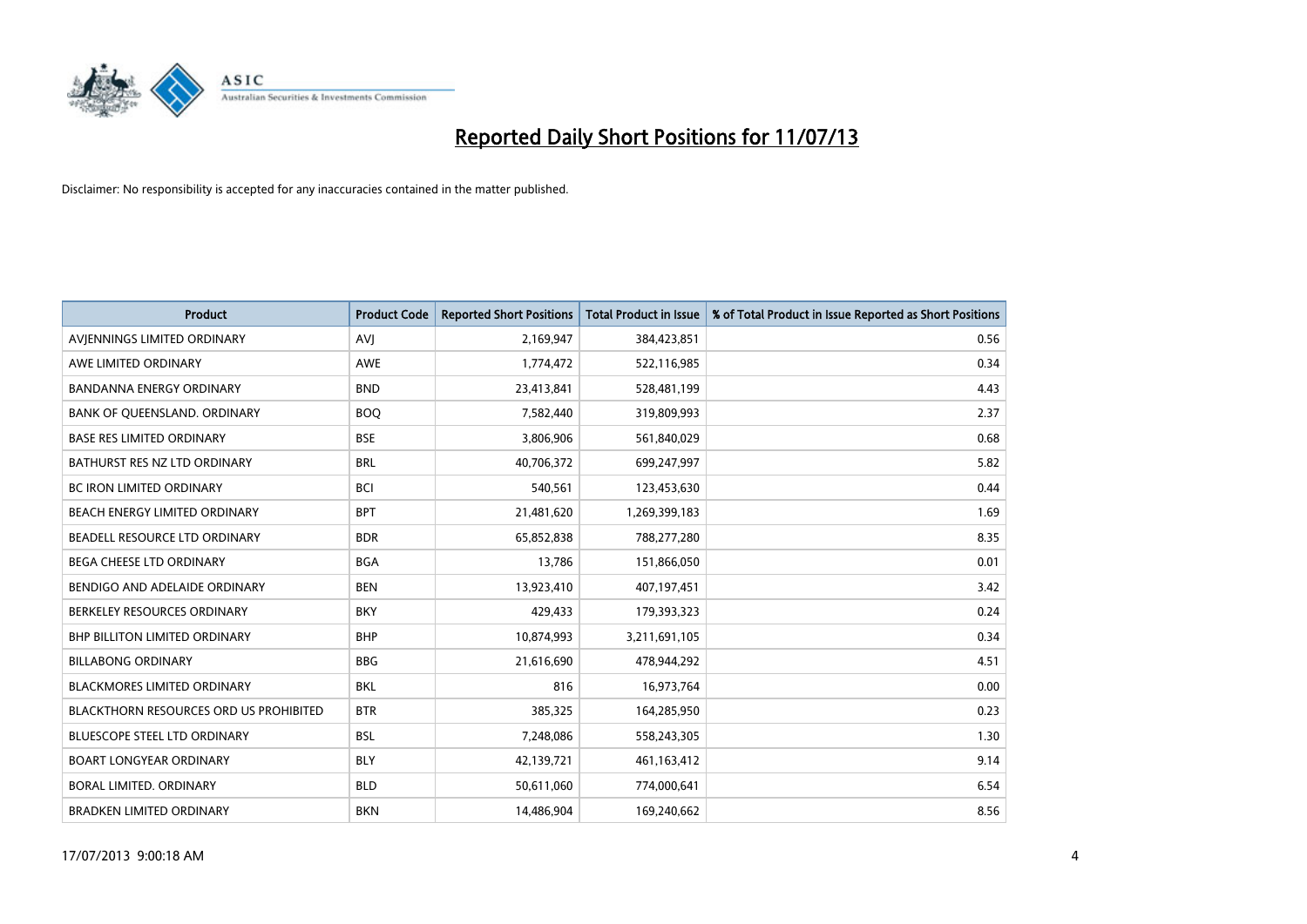# Reported Daily Short Positions for 11/07/13

Disclaimer: No responsibility is accepted for any inaccuracies contained in the matter published.

| Product | Product Code | Reported Short Positions | Total Product in Issue | % of Total Product in Issue Reported as Short Positions |
|---|---|---|---|---|
| AVJENNINGS LIMITED ORDINARY | AVJ | 2,169,947 | 384,423,851 | 0.56 |
| AWE LIMITED ORDINARY | AWE | 1,774,472 | 522,116,985 | 0.34 |
| BANDANNA ENERGY ORDINARY | BND | 23,413,841 | 528,481,199 | 4.43 |
| BANK OF QUEENSLAND. ORDINARY | BOQ | 7,582,440 | 319,809,993 | 2.37 |
| BASE RES LIMITED ORDINARY | BSE | 3,806,906 | 561,840,029 | 0.68 |
| BATHURST RES NZ LTD ORDINARY | BRL | 40,706,372 | 699,247,997 | 5.82 |
| BC IRON LIMITED ORDINARY | BCI | 540,561 | 123,453,630 | 0.44 |
| BEACH ENERGY LIMITED ORDINARY | BPT | 21,481,620 | 1,269,399,183 | 1.69 |
| BEADELL RESOURCE LTD ORDINARY | BDR | 65,852,838 | 788,277,280 | 8.35 |
| BEGA CHEESE LTD ORDINARY | BGA | 13,786 | 151,866,050 | 0.01 |
| BENDIGO AND ADELAIDE ORDINARY | BEN | 13,923,410 | 407,197,451 | 3.42 |
| BERKELEY RESOURCES ORDINARY | BKY | 429,433 | 179,393,323 | 0.24 |
| BHP BILLITON LIMITED ORDINARY | BHP | 10,874,993 | 3,211,691,105 | 0.34 |
| BILLABONG ORDINARY | BBG | 21,616,690 | 478,944,292 | 4.51 |
| BLACKMORES LIMITED ORDINARY | BKL | 816 | 16,973,764 | 0.00 |
| BLACKTHORN RESOURCES ORD US PROHIBITED | BTR | 385,325 | 164,285,950 | 0.23 |
| BLUESCOPE STEEL LTD ORDINARY | BSL | 7,248,086 | 558,243,305 | 1.30 |
| BOART LONGYEAR ORDINARY | BLY | 42,139,721 | 461,163,412 | 9.14 |
| BORAL LIMITED. ORDINARY | BLD | 50,611,060 | 774,000,641 | 6.54 |
| BRADKEN LIMITED ORDINARY | BKN | 14,486,904 | 169,240,662 | 8.56 |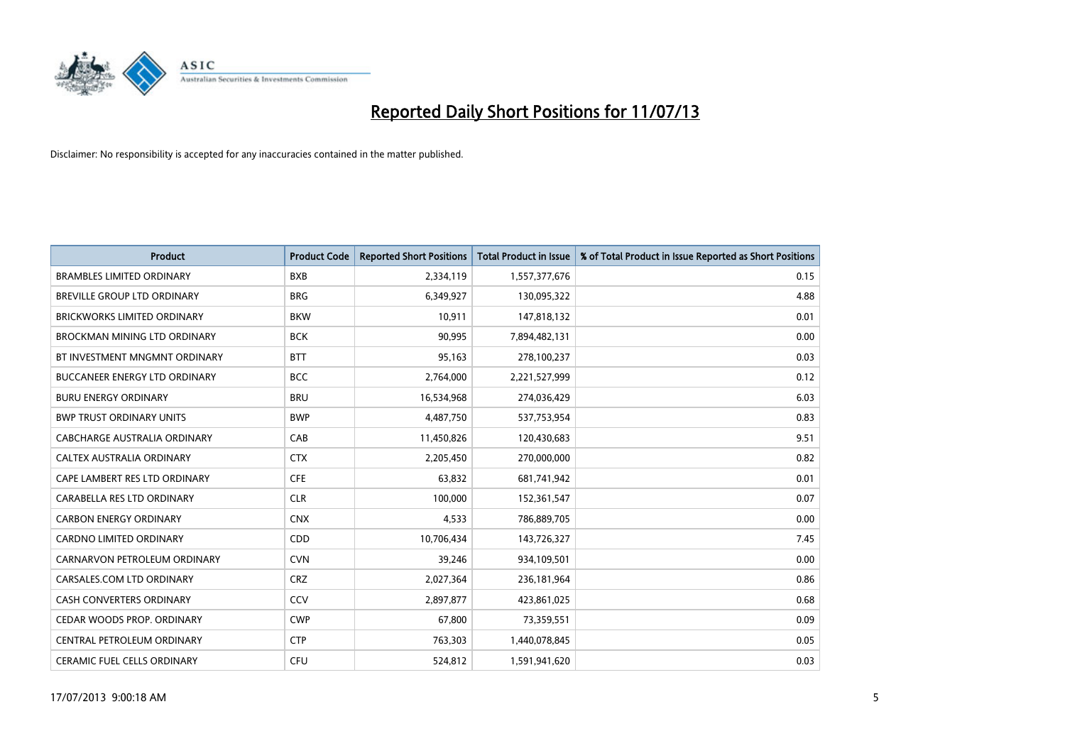# Reported Daily Short Positions for 11/07/13

Disclaimer: No responsibility is accepted for any inaccuracies contained in the matter published.

| Product | Product Code | Reported Short Positions | Total Product in Issue | % of Total Product in Issue Reported as Short Positions |
|---|---|---|---|---|
| BRAMBLES LIMITED ORDINARY | BXB | 2,334,119 | 1,557,377,676 | 0.15 |
| BREVILLE GROUP LTD ORDINARY | BRG | 6,349,927 | 130,095,322 | 4.88 |
| BRICKWORKS LIMITED ORDINARY | BKW | 10,911 | 147,818,132 | 0.01 |
| BROCKMAN MINING LTD ORDINARY | BCK | 90,995 | 7,894,482,131 | 0.00 |
| BT INVESTMENT MNGMNT ORDINARY | BTT | 95,163 | 278,100,237 | 0.03 |
| BUCCANEER ENERGY LTD ORDINARY | BCC | 2,764,000 | 2,221,527,999 | 0.12 |
| BURU ENERGY ORDINARY | BRU | 16,534,968 | 274,036,429 | 6.03 |
| BWP TRUST ORDINARY UNITS | BWP | 4,487,750 | 537,753,954 | 0.83 |
| CABCHARGE AUSTRALIA ORDINARY | CAB | 11,450,826 | 120,430,683 | 9.51 |
| CALTEX AUSTRALIA ORDINARY | CTX | 2,205,450 | 270,000,000 | 0.82 |
| CAPE LAMBERT RES LTD ORDINARY | CFE | 63,832 | 681,741,942 | 0.01 |
| CARABELLA RES LTD ORDINARY | CLR | 100,000 | 152,361,547 | 0.07 |
| CARBON ENERGY ORDINARY | CNX | 4,533 | 786,889,705 | 0.00 |
| CARDNO LIMITED ORDINARY | CDD | 10,706,434 | 143,726,327 | 7.45 |
| CARNARVON PETROLEUM ORDINARY | CVN | 39,246 | 934,109,501 | 0.00 |
| CARSALES.COM LTD ORDINARY | CRZ | 2,027,364 | 236,181,964 | 0.86 |
| CASH CONVERTERS ORDINARY | CCV | 2,897,877 | 423,861,025 | 0.68 |
| CEDAR WOODS PROP. ORDINARY | CWP | 67,800 | 73,359,551 | 0.09 |
| CENTRAL PETROLEUM ORDINARY | CTP | 763,303 | 1,440,078,845 | 0.05 |
| CERAMIC FUEL CELLS ORDINARY | CFU | 524,812 | 1,591,941,620 | 0.03 |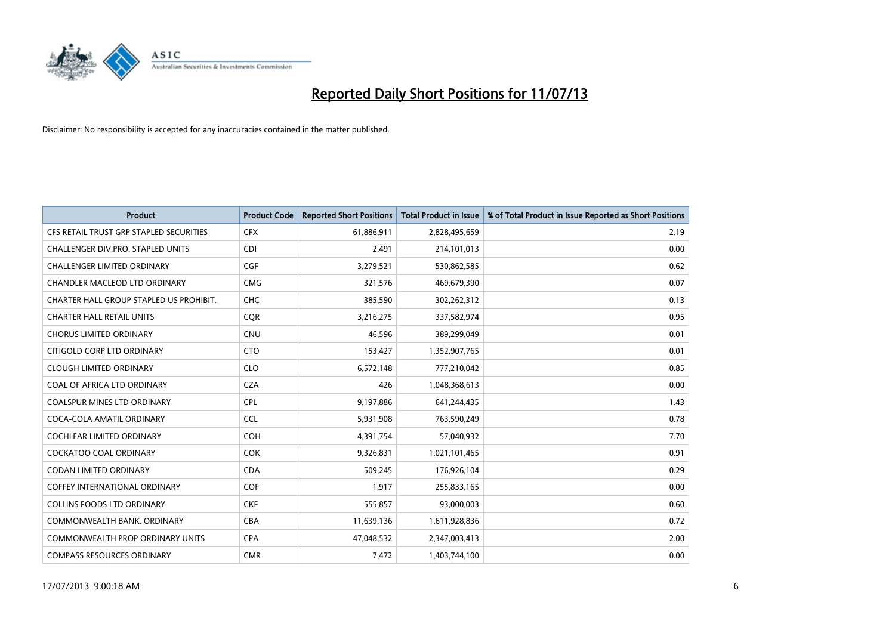# Reported Daily Short Positions for 11/07/13

Disclaimer: No responsibility is accepted for any inaccuracies contained in the matter published.

| Product | Product Code | Reported Short Positions | Total Product in Issue | % of Total Product in Issue Reported as Short Positions |
|---|---|---|---|---|
| CFS RETAIL TRUST GRP STAPLED SECURITIES | CFX | 61,886,911 | 2,828,495,659 | 2.19 |
| CHALLENGER DIV.PRO. STAPLED UNITS | CDI | 2,491 | 214,101,013 | 0.00 |
| CHALLENGER LIMITED ORDINARY | CGF | 3,279,521 | 530,862,585 | 0.62 |
| CHANDLER MACLEOD LTD ORDINARY | CMG | 321,576 | 469,679,390 | 0.07 |
| CHARTER HALL GROUP STAPLED US PROHIBIT. | CHC | 385,590 | 302,262,312 | 0.13 |
| CHARTER HALL RETAIL UNITS | CQR | 3,216,275 | 337,582,974 | 0.95 |
| CHORUS LIMITED ORDINARY | CNU | 46,596 | 389,299,049 | 0.01 |
| CITIGOLD CORP LTD ORDINARY | CTO | 153,427 | 1,352,907,765 | 0.01 |
| CLOUGH LIMITED ORDINARY | CLO | 6,572,148 | 777,210,042 | 0.85 |
| COAL OF AFRICA LTD ORDINARY | CZA | 426 | 1,048,368,613 | 0.00 |
| COALSPUR MINES LTD ORDINARY | CPL | 9,197,886 | 641,244,435 | 1.43 |
| COCA-COLA AMATIL ORDINARY | CCL | 5,931,908 | 763,590,249 | 0.78 |
| COCHLEAR LIMITED ORDINARY | COH | 4,391,754 | 57,040,932 | 7.70 |
| COCKATOO COAL ORDINARY | COK | 9,326,831 | 1,021,101,465 | 0.91 |
| CODAN LIMITED ORDINARY | CDA | 509,245 | 176,926,104 | 0.29 |
| COFFEY INTERNATIONAL ORDINARY | COF | 1,917 | 255,833,165 | 0.00 |
| COLLINS FOODS LTD ORDINARY | CKF | 555,857 | 93,000,003 | 0.60 |
| COMMONWEALTH BANK. ORDINARY | CBA | 11,639,136 | 1,611,928,836 | 0.72 |
| COMMONWEALTH PROP ORDINARY UNITS | CPA | 47,048,532 | 2,347,003,413 | 2.00 |
| COMPASS RESOURCES ORDINARY | CMR | 7,472 | 1,403,744,100 | 0.00 |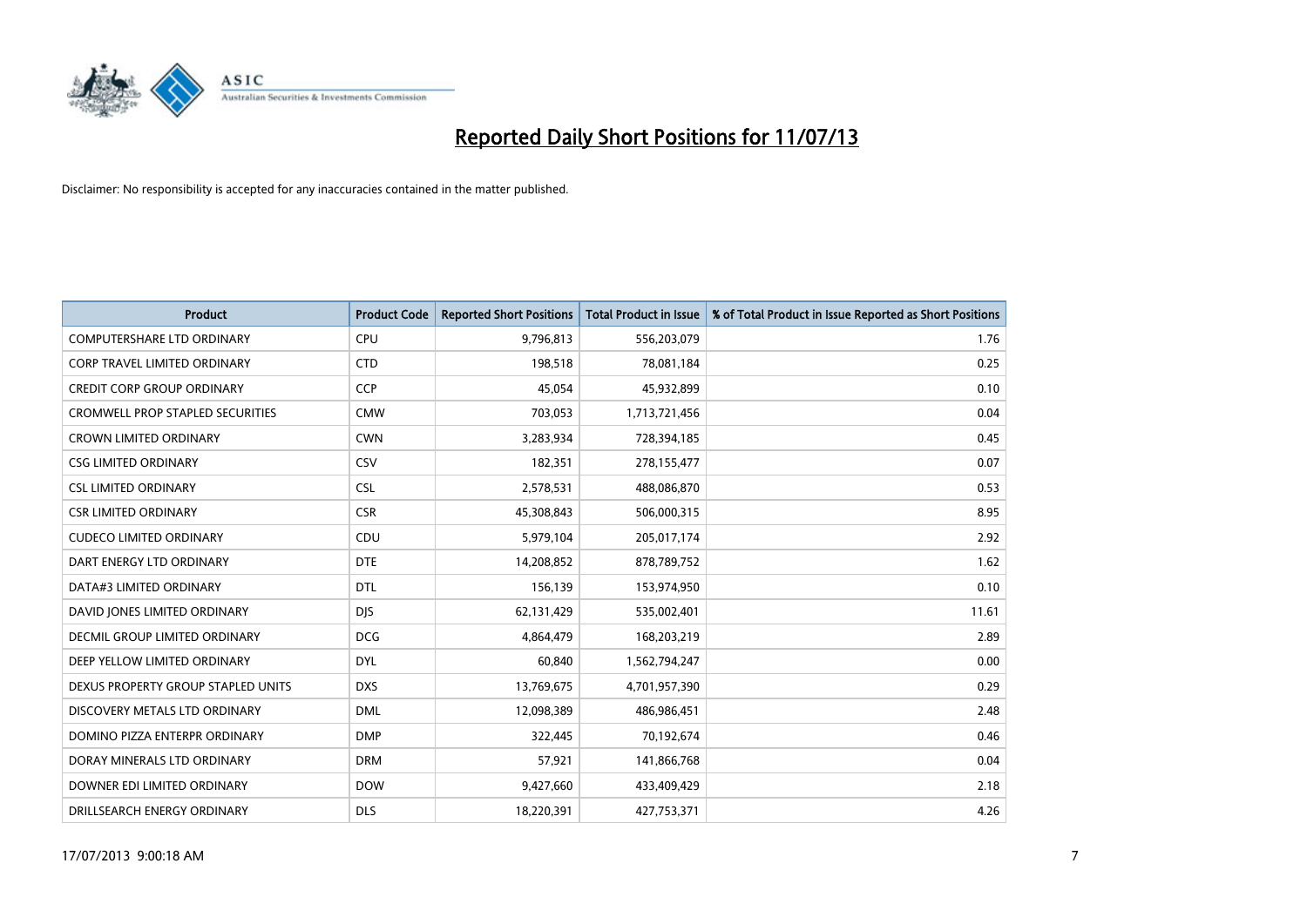# Reported Daily Short Positions for 11/07/13

Disclaimer: No responsibility is accepted for any inaccuracies contained in the matter published.

| Product | Product Code | Reported Short Positions | Total Product in Issue | % of Total Product in Issue Reported as Short Positions |
|---|---|---|---|---|
| COMPUTERSHARE LTD ORDINARY | CPU | 9,796,813 | 556,203,079 | 1.76 |
| CORP TRAVEL LIMITED ORDINARY | CTD | 198,518 | 78,081,184 | 0.25 |
| CREDIT CORP GROUP ORDINARY | CCP | 45,054 | 45,932,899 | 0.10 |
| CROMWELL PROP STAPLED SECURITIES | CMW | 703,053 | 1,713,721,456 | 0.04 |
| CROWN LIMITED ORDINARY | CWN | 3,283,934 | 728,394,185 | 0.45 |
| CSG LIMITED ORDINARY | CSV | 182,351 | 278,155,477 | 0.07 |
| CSL LIMITED ORDINARY | CSL | 2,578,531 | 488,086,870 | 0.53 |
| CSR LIMITED ORDINARY | CSR | 45,308,843 | 506,000,315 | 8.95 |
| CUDECO LIMITED ORDINARY | CDU | 5,979,104 | 205,017,174 | 2.92 |
| DART ENERGY LTD ORDINARY | DTE | 14,208,852 | 878,789,752 | 1.62 |
| DATA#3 LIMITED ORDINARY | DTL | 156,139 | 153,974,950 | 0.10 |
| DAVID JONES LIMITED ORDINARY | DJS | 62,131,429 | 535,002,401 | 11.61 |
| DECMIL GROUP LIMITED ORDINARY | DCG | 4,864,479 | 168,203,219 | 2.89 |
| DEEP YELLOW LIMITED ORDINARY | DYL | 60,840 | 1,562,794,247 | 0.00 |
| DEXUS PROPERTY GROUP STAPLED UNITS | DXS | 13,769,675 | 4,701,957,390 | 0.29 |
| DISCOVERY METALS LTD ORDINARY | DML | 12,098,389 | 486,986,451 | 2.48 |
| DOMINO PIZZA ENTERPR ORDINARY | DMP | 322,445 | 70,192,674 | 0.46 |
| DORAY MINERALS LTD ORDINARY | DRM | 57,921 | 141,866,768 | 0.04 |
| DOWNER EDI LIMITED ORDINARY | DOW | 9,427,660 | 433,409,429 | 2.18 |
| DRILLSEARCH ENERGY ORDINARY | DLS | 18,220,391 | 427,753,371 | 4.26 |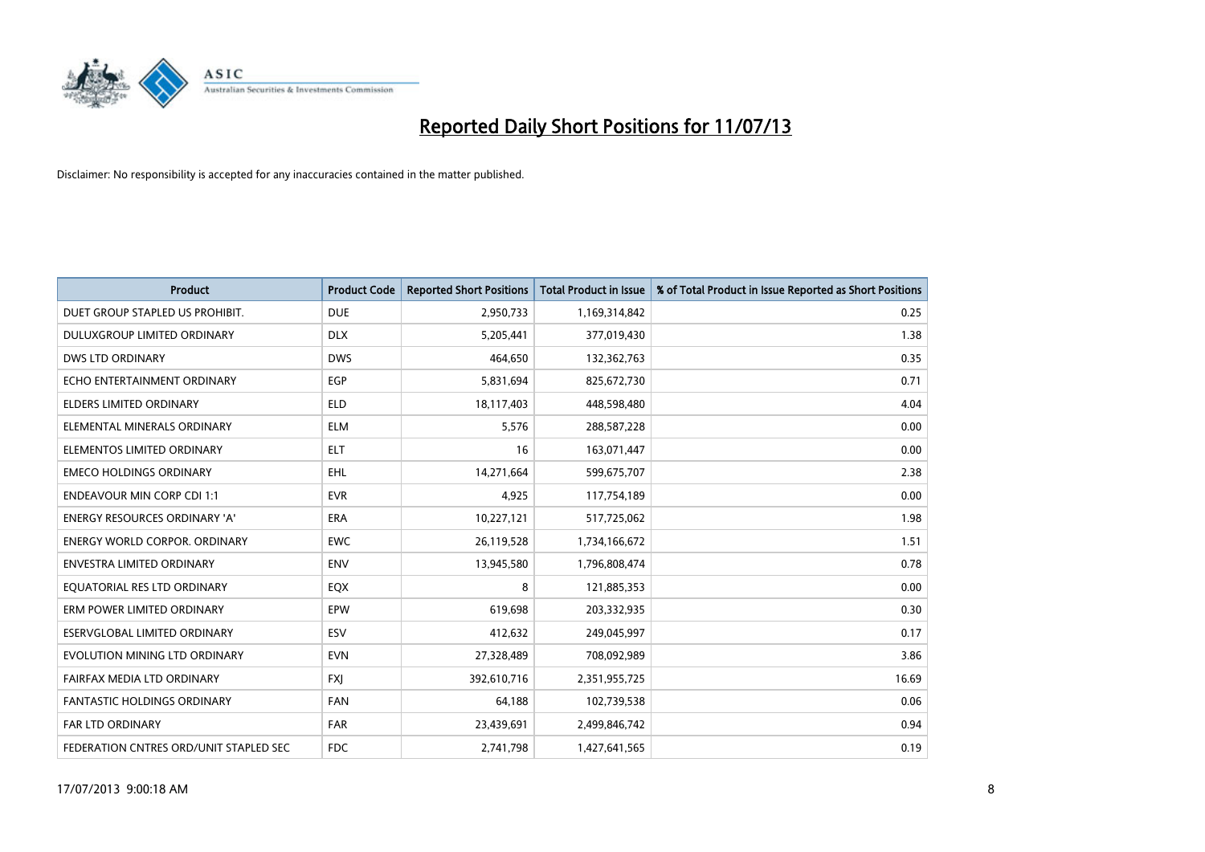# Reported Daily Short Positions for 11/07/13

Disclaimer: No responsibility is accepted for any inaccuracies contained in the matter published.

| Product | Product Code | Reported Short Positions | Total Product in Issue | % of Total Product in Issue Reported as Short Positions |
|---|---|---|---|---|
| DUET GROUP STAPLED US PROHIBIT. | DUE | 2,950,733 | 1,169,314,842 | 0.25 |
| DULUXGROUP LIMITED ORDINARY | DLX | 5,205,441 | 377,019,430 | 1.38 |
| DWS LTD ORDINARY | DWS | 464,650 | 132,362,763 | 0.35 |
| ECHO ENTERTAINMENT ORDINARY | EGP | 5,831,694 | 825,672,730 | 0.71 |
| ELDERS LIMITED ORDINARY | ELD | 18,117,403 | 448,598,480 | 4.04 |
| ELEMENTAL MINERALS ORDINARY | ELM | 5,576 | 288,587,228 | 0.00 |
| ELEMENTOS LIMITED ORDINARY | ELT | 16 | 163,071,447 | 0.00 |
| EMECO HOLDINGS ORDINARY | EHL | 14,271,664 | 599,675,707 | 2.38 |
| ENDEAVOUR MIN CORP CDI 1:1 | EVR | 4,925 | 117,754,189 | 0.00 |
| ENERGY RESOURCES ORDINARY 'A' | ERA | 10,227,121 | 517,725,062 | 1.98 |
| ENERGY WORLD CORPOR. ORDINARY | EWC | 26,119,528 | 1,734,166,672 | 1.51 |
| ENVESTRA LIMITED ORDINARY | ENV | 13,945,580 | 1,796,808,474 | 0.78 |
| EQUATORIAL RES LTD ORDINARY | EQX | 8 | 121,885,353 | 0.00 |
| ERM POWER LIMITED ORDINARY | EPW | 619,698 | 203,332,935 | 0.30 |
| ESERVGLOBAL LIMITED ORDINARY | ESV | 412,632 | 249,045,997 | 0.17 |
| EVOLUTION MINING LTD ORDINARY | EVN | 27,328,489 | 708,092,989 | 3.86 |
| FAIRFAX MEDIA LTD ORDINARY | FXJ | 392,610,716 | 2,351,955,725 | 16.69 |
| FANTASTIC HOLDINGS ORDINARY | FAN | 64,188 | 102,739,538 | 0.06 |
| FAR LTD ORDINARY | FAR | 23,439,691 | 2,499,846,742 | 0.94 |
| FEDERATION CNTRES ORD/UNIT STAPLED SEC | FDC | 2,741,798 | 1,427,641,565 | 0.19 |

17/07/2013 9:00:18 AM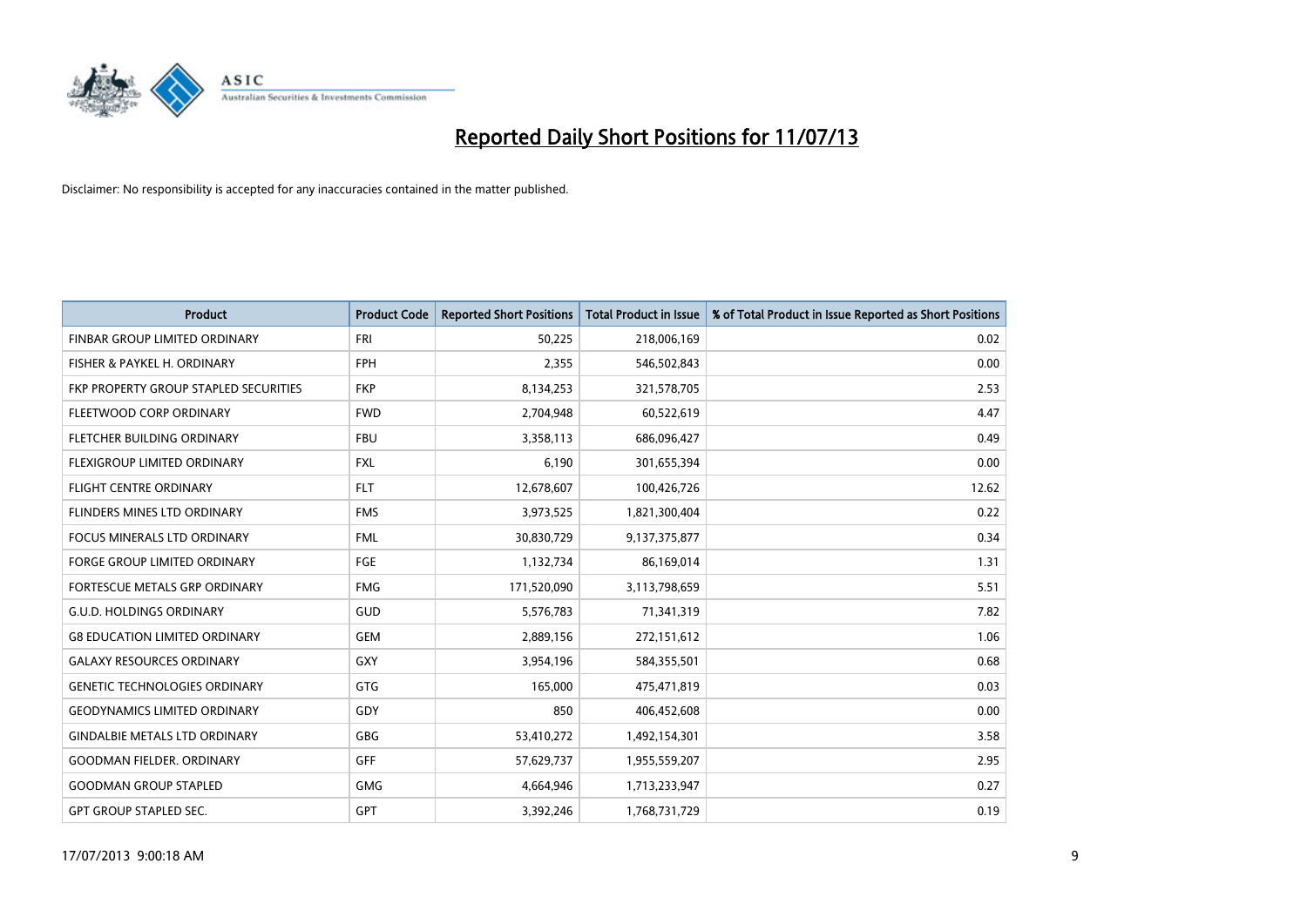# Reported Daily Short Positions for 11/07/13

Disclaimer: No responsibility is accepted for any inaccuracies contained in the matter published.

| Product | Product Code | Reported Short Positions | Total Product in Issue | % of Total Product in Issue Reported as Short Positions |
|---|---|---|---|---|
| FINBAR GROUP LIMITED ORDINARY | FRI | 50,225 | 218,006,169 | 0.02 |
| FISHER & PAYKEL H. ORDINARY | FPH | 2,355 | 546,502,843 | 0.00 |
| FKP PROPERTY GROUP STAPLED SECURITIES | FKP | 8,134,253 | 321,578,705 | 2.53 |
| FLEETWOOD CORP ORDINARY | FWD | 2,704,948 | 60,522,619 | 4.47 |
| FLETCHER BUILDING ORDINARY | FBU | 3,358,113 | 686,096,427 | 0.49 |
| FLEXIGROUP LIMITED ORDINARY | FXL | 6,190 | 301,655,394 | 0.00 |
| FLIGHT CENTRE ORDINARY | FLT | 12,678,607 | 100,426,726 | 12.62 |
| FLINDERS MINES LTD ORDINARY | FMS | 3,973,525 | 1,821,300,404 | 0.22 |
| FOCUS MINERALS LTD ORDINARY | FML | 30,830,729 | 9,137,375,877 | 0.34 |
| FORGE GROUP LIMITED ORDINARY | FGE | 1,132,734 | 86,169,014 | 1.31 |
| FORTESCUE METALS GRP ORDINARY | FMG | 171,520,090 | 3,113,798,659 | 5.51 |
| G.U.D. HOLDINGS ORDINARY | GUD | 5,576,783 | 71,341,319 | 7.82 |
| G8 EDUCATION LIMITED ORDINARY | GEM | 2,889,156 | 272,151,612 | 1.06 |
| GALAXY RESOURCES ORDINARY | GXY | 3,954,196 | 584,355,501 | 0.68 |
| GENETIC TECHNOLOGIES ORDINARY | GTG | 165,000 | 475,471,819 | 0.03 |
| GEODYNAMICS LIMITED ORDINARY | GDY | 850 | 406,452,608 | 0.00 |
| GINDALBIE METALS LTD ORDINARY | GBG | 53,410,272 | 1,492,154,301 | 3.58 |
| GOODMAN FIELDER. ORDINARY | GFF | 57,629,737 | 1,955,559,207 | 2.95 |
| GOODMAN GROUP STAPLED | GMG | 4,664,946 | 1,713,233,947 | 0.27 |
| GPT GROUP STAPLED SEC. | GPT | 3,392,246 | 1,768,731,729 | 0.19 |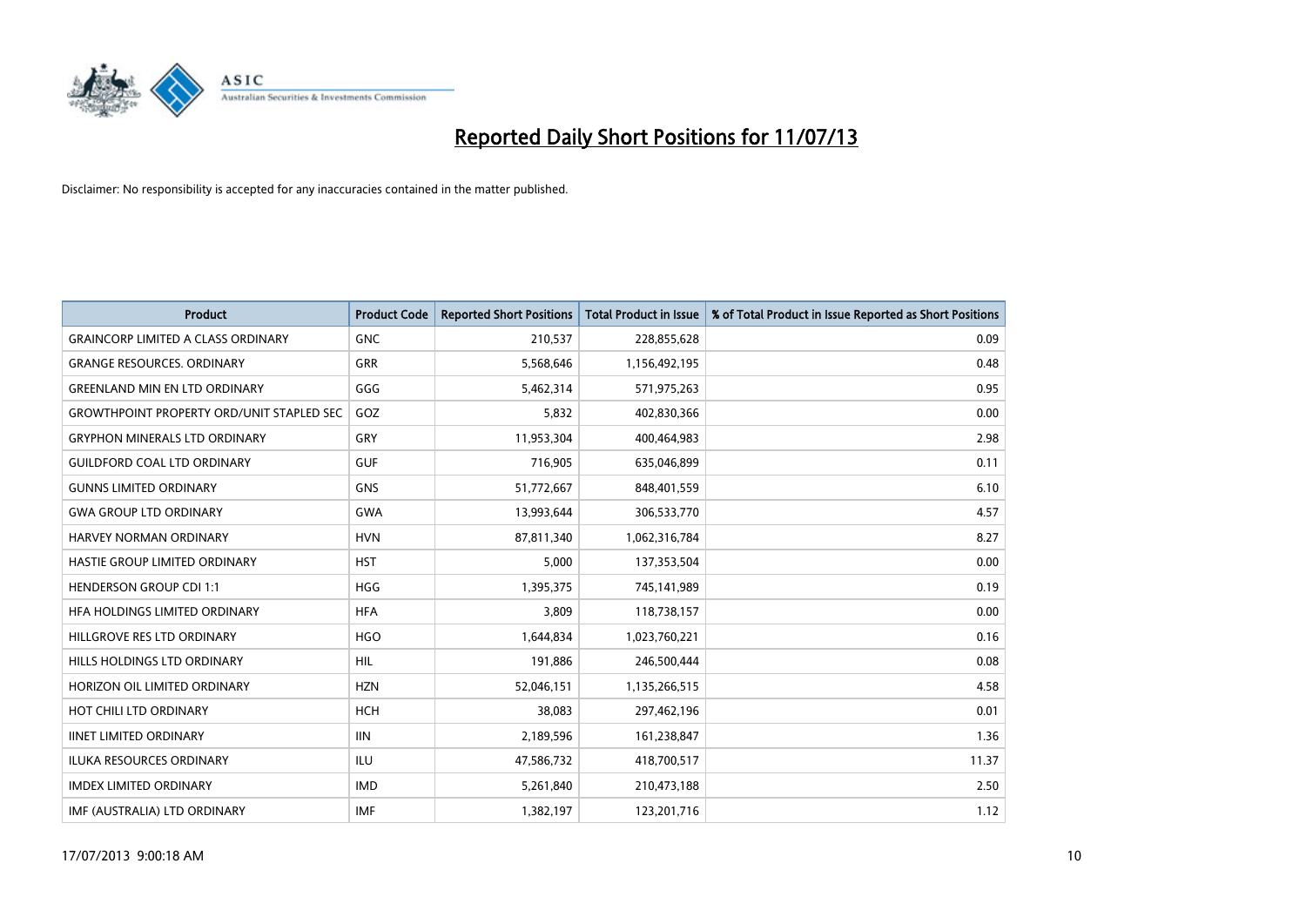# Reported Daily Short Positions for 11/07/13

Disclaimer: No responsibility is accepted for any inaccuracies contained in the matter published.

| Product | Product Code | Reported Short Positions | Total Product in Issue | % of Total Product in Issue Reported as Short Positions |
|---|---|---|---|---|
| GRAINCORP LIMITED A CLASS ORDINARY | GNC | 210,537 | 228,855,628 | 0.09 |
| GRANGE RESOURCES. ORDINARY | GRR | 5,568,646 | 1,156,492,195 | 0.48 |
| GREENLAND MIN EN LTD ORDINARY | GGG | 5,462,314 | 571,975,263 | 0.95 |
| GROWTHPOINT PROPERTY ORD/UNIT STAPLED SEC | GOZ | 5,832 | 402,830,366 | 0.00 |
| GRYPHON MINERALS LTD ORDINARY | GRY | 11,953,304 | 400,464,983 | 2.98 |
| GUILDFORD COAL LTD ORDINARY | GUF | 716,905 | 635,046,899 | 0.11 |
| GUNNS LIMITED ORDINARY | GNS | 51,772,667 | 848,401,559 | 6.10 |
| GWA GROUP LTD ORDINARY | GWA | 13,993,644 | 306,533,770 | 4.57 |
| HARVEY NORMAN ORDINARY | HVN | 87,811,340 | 1,062,316,784 | 8.27 |
| HASTIE GROUP LIMITED ORDINARY | HST | 5,000 | 137,353,504 | 0.00 |
| HENDERSON GROUP CDI 1:1 | HGG | 1,395,375 | 745,141,989 | 0.19 |
| HFA HOLDINGS LIMITED ORDINARY | HFA | 3,809 | 118,738,157 | 0.00 |
| HILLGROVE RES LTD ORDINARY | HGO | 1,644,834 | 1,023,760,221 | 0.16 |
| HILLS HOLDINGS LTD ORDINARY | HIL | 191,886 | 246,500,444 | 0.08 |
| HORIZON OIL LIMITED ORDINARY | HZN | 52,046,151 | 1,135,266,515 | 4.58 |
| HOT CHILI LTD ORDINARY | HCH | 38,083 | 297,462,196 | 0.01 |
| IINET LIMITED ORDINARY | IIN | 2,189,596 | 161,238,847 | 1.36 |
| ILUKA RESOURCES ORDINARY | ILU | 47,586,732 | 418,700,517 | 11.37 |
| IMDEX LIMITED ORDINARY | IMD | 5,261,840 | 210,473,188 | 2.50 |
| IMF (AUSTRALIA) LTD ORDINARY | IMF | 1,382,197 | 123,201,716 | 1.12 |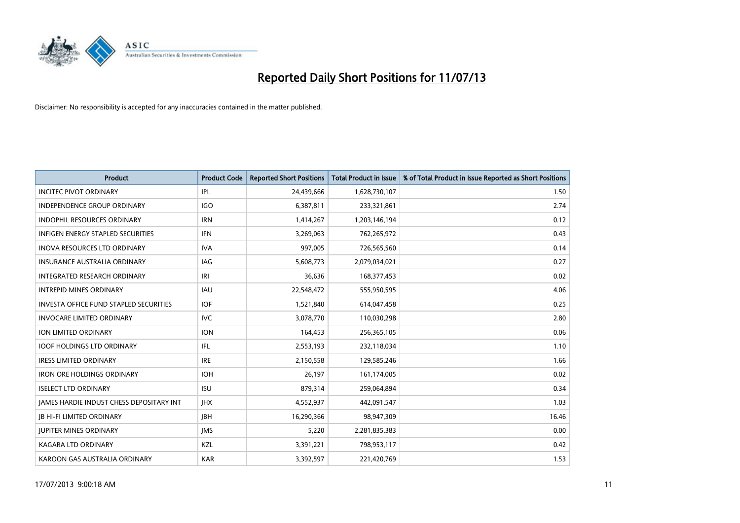# Reported Daily Short Positions for 11/07/13

Disclaimer: No responsibility is accepted for any inaccuracies contained in the matter published.

| Product | Product Code | Reported Short Positions | Total Product in Issue | % of Total Product in Issue Reported as Short Positions |
|---|---|---|---|---|
| INCITEC PIVOT ORDINARY | IPL | 24,439,666 | 1,628,730,107 | 1.50 |
| INDEPENDENCE GROUP ORDINARY | IGO | 6,387,811 | 233,321,861 | 2.74 |
| INDOPHIL RESOURCES ORDINARY | IRN | 1,414,267 | 1,203,146,194 | 0.12 |
| INFIGEN ENERGY STAPLED SECURITIES | IFN | 3,269,063 | 762,265,972 | 0.43 |
| INOVA RESOURCES LTD ORDINARY | IVA | 997,005 | 726,565,560 | 0.14 |
| INSURANCE AUSTRALIA ORDINARY | IAG | 5,608,773 | 2,079,034,021 | 0.27 |
| INTEGRATED RESEARCH ORDINARY | IRI | 36,636 | 168,377,453 | 0.02 |
| INTREPID MINES ORDINARY | IAU | 22,548,472 | 555,950,595 | 4.06 |
| INVESTA OFFICE FUND STAPLED SECURITIES | IOF | 1,521,840 | 614,047,458 | 0.25 |
| INVOCARE LIMITED ORDINARY | IVC | 3,078,770 | 110,030,298 | 2.80 |
| ION LIMITED ORDINARY | ION | 164,453 | 256,365,105 | 0.06 |
| IOOF HOLDINGS LTD ORDINARY | IFL | 2,553,193 | 232,118,034 | 1.10 |
| IRESS LIMITED ORDINARY | IRE | 2,150,558 | 129,585,246 | 1.66 |
| IRON ORE HOLDINGS ORDINARY | IOH | 26,197 | 161,174,005 | 0.02 |
| ISELECT LTD ORDINARY | ISU | 879,314 | 259,064,894 | 0.34 |
| JAMES HARDIE INDUST CHESS DEPOSITARY INT | JHX | 4,552,937 | 442,091,547 | 1.03 |
| JB HI-FI LIMITED ORDINARY | JBH | 16,290,366 | 98,947,309 | 16.46 |
| JUPITER MINES ORDINARY | JMS | 5,220 | 2,281,835,383 | 0.00 |
| KAGARA LTD ORDINARY | KZL | 3,391,221 | 798,953,117 | 0.42 |
| KAROON GAS AUSTRALIA ORDINARY | KAR | 3,392,597 | 221,420,769 | 1.53 |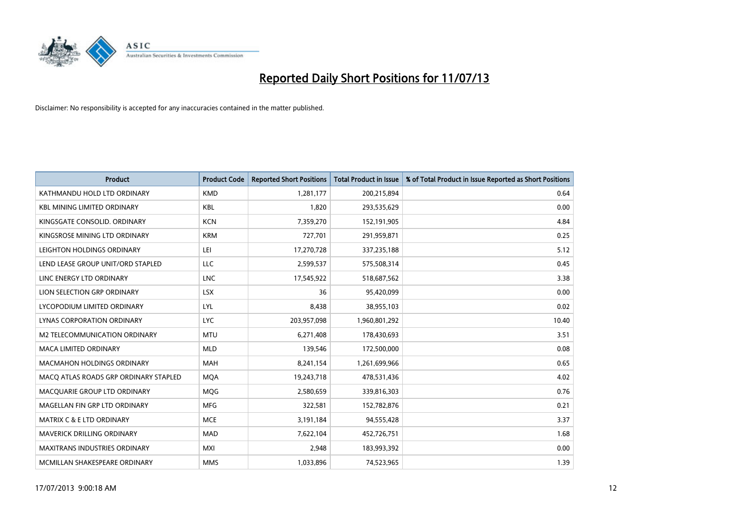# Reported Daily Short Positions for 11/07/13

Disclaimer: No responsibility is accepted for any inaccuracies contained in the matter published.

| Product | Product Code | Reported Short Positions | Total Product in Issue | % of Total Product in Issue Reported as Short Positions |
| --- | --- | --- | --- | --- |
| KATHMANDU HOLD LTD ORDINARY | KMD | 1,281,177 | 200,215,894 | 0.64 |
| KBL MINING LIMITED ORDINARY | KBL | 1,820 | 293,535,629 | 0.00 |
| KINGSGATE CONSOLID. ORDINARY | KCN | 7,359,270 | 152,191,905 | 4.84 |
| KINGSROSE MINING LTD ORDINARY | KRM | 727,701 | 291,959,871 | 0.25 |
| LEIGHTON HOLDINGS ORDINARY | LEI | 17,270,728 | 337,235,188 | 5.12 |
| LEND LEASE GROUP UNIT/ORD STAPLED | LLC | 2,599,537 | 575,508,314 | 0.45 |
| LINC ENERGY LTD ORDINARY | LNC | 17,545,922 | 518,687,562 | 3.38 |
| LION SELECTION GRP ORDINARY | LSX | 36 | 95,420,099 | 0.00 |
| LYCOPODIUM LIMITED ORDINARY | LYL | 8,438 | 38,955,103 | 0.02 |
| LYNAS CORPORATION ORDINARY | LYC | 203,957,098 | 1,960,801,292 | 10.40 |
| M2 TELECOMMUNICATION ORDINARY | MTU | 6,271,408 | 178,430,693 | 3.51 |
| MACA LIMITED ORDINARY | MLD | 139,546 | 172,500,000 | 0.08 |
| MACMAHON HOLDINGS ORDINARY | MAH | 8,241,154 | 1,261,699,966 | 0.65 |
| MACQ ATLAS ROADS GRP ORDINARY STAPLED | MQA | 19,243,718 | 478,531,436 | 4.02 |
| MACQUARIE GROUP LTD ORDINARY | MQG | 2,580,659 | 339,816,303 | 0.76 |
| MAGELLAN FIN GRP LTD ORDINARY | MFG | 322,581 | 152,782,876 | 0.21 |
| MATRIX C & E LTD ORDINARY | MCE | 3,191,184 | 94,555,428 | 3.37 |
| MAVERICK DRILLING ORDINARY | MAD | 7,622,104 | 452,726,751 | 1.68 |
| MAXITRANS INDUSTRIES ORDINARY | MXI | 2,948 | 183,993,392 | 0.00 |
| MCMILLAN SHAKESPEARE ORDINARY | MMS | 1,033,896 | 74,523,965 | 1.39 |

17/07/2013 9:00:18 AM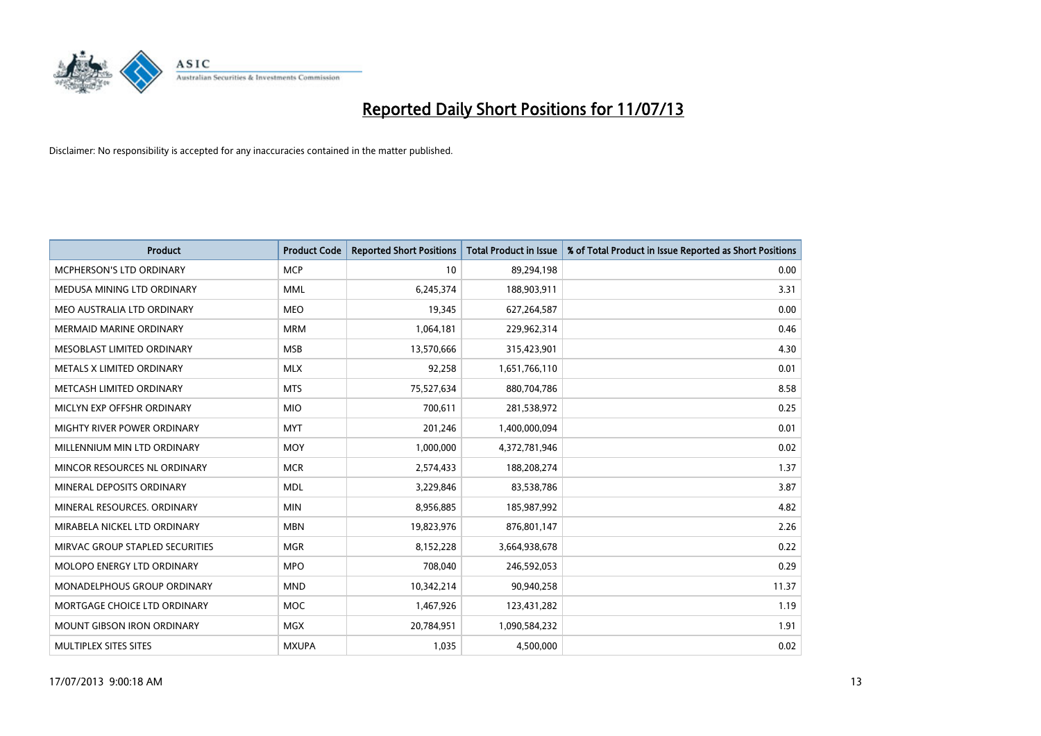# Reported Daily Short Positions for 11/07/13

Disclaimer: No responsibility is accepted for any inaccuracies contained in the matter published.

| Product | Product Code | Reported Short Positions | Total Product in Issue | % of Total Product in Issue Reported as Short Positions |
|---|---|---|---|---|
| MCPHERSON'S LTD ORDINARY | MCP | 10 | 89,294,198 | 0.00 |
| MEDUSA MINING LTD ORDINARY | MML | 6,245,374 | 188,903,911 | 3.31 |
| MEO AUSTRALIA LTD ORDINARY | MEO | 19,345 | 627,264,587 | 0.00 |
| MERMAID MARINE ORDINARY | MRM | 1,064,181 | 229,962,314 | 0.46 |
| MESOBLAST LIMITED ORDINARY | MSB | 13,570,666 | 315,423,901 | 4.30 |
| METALS X LIMITED ORDINARY | MLX | 92,258 | 1,651,766,110 | 0.01 |
| METCASH LIMITED ORDINARY | MTS | 75,527,634 | 880,704,786 | 8.58 |
| MICLYN EXP OFFSHR ORDINARY | MIO | 700,611 | 281,538,972 | 0.25 |
| MIGHTY RIVER POWER ORDINARY | MYT | 201,246 | 1,400,000,094 | 0.01 |
| MILLENNIUM MIN LTD ORDINARY | MOY | 1,000,000 | 4,372,781,946 | 0.02 |
| MINCOR RESOURCES NL ORDINARY | MCR | 2,574,433 | 188,208,274 | 1.37 |
| MINERAL DEPOSITS ORDINARY | MDL | 3,229,846 | 83,538,786 | 3.87 |
| MINERAL RESOURCES. ORDINARY | MIN | 8,956,885 | 185,987,992 | 4.82 |
| MIRABELA NICKEL LTD ORDINARY | MBN | 19,823,976 | 876,801,147 | 2.26 |
| MIRVAC GROUP STAPLED SECURITIES | MGR | 8,152,228 | 3,664,938,678 | 0.22 |
| MOLOPO ENERGY LTD ORDINARY | MPO | 708,040 | 246,592,053 | 0.29 |
| MONADELPHOUS GROUP ORDINARY | MND | 10,342,214 | 90,940,258 | 11.37 |
| MORTGAGE CHOICE LTD ORDINARY | MOC | 1,467,926 | 123,431,282 | 1.19 |
| MOUNT GIBSON IRON ORDINARY | MGX | 20,784,951 | 1,090,584,232 | 1.91 |
| MULTIPLEX SITES SITES | MXUPA | 1,035 | 4,500,000 | 0.02 |

17/07/2013 9:00:18 AM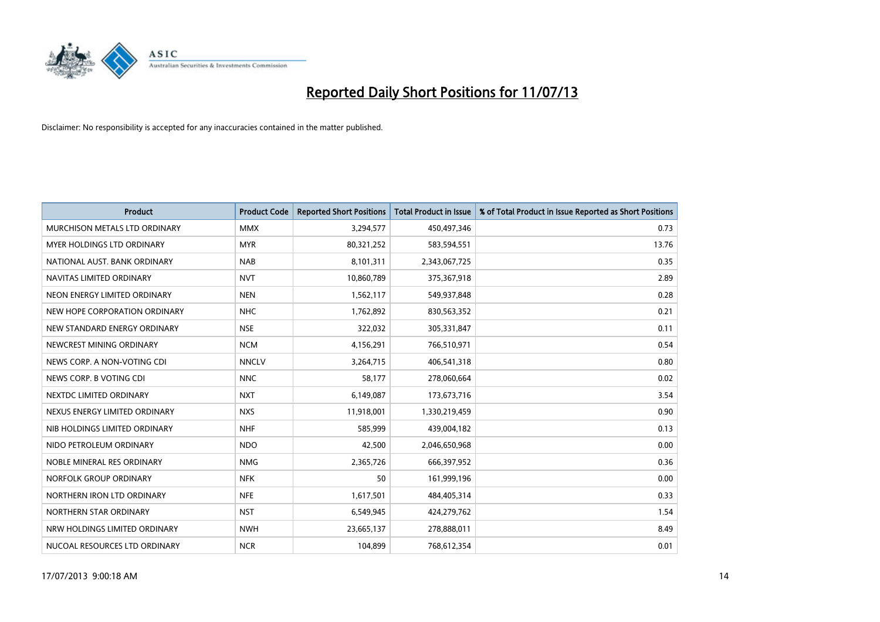# Reported Daily Short Positions for 11/07/13

Disclaimer: No responsibility is accepted for any inaccuracies contained in the matter published.

| Product | Product Code | Reported Short Positions | Total Product in Issue | % of Total Product in Issue Reported as Short Positions |
|---|---|---|---|---|
| MURCHISON METALS LTD ORDINARY | MMX | 3,294,577 | 450,497,346 | 0.73 |
| MYER HOLDINGS LTD ORDINARY | MYR | 80,321,252 | 583,594,551 | 13.76 |
| NATIONAL AUST. BANK ORDINARY | NAB | 8,101,311 | 2,343,067,725 | 0.35 |
| NAVITAS LIMITED ORDINARY | NVT | 10,860,789 | 375,367,918 | 2.89 |
| NEON ENERGY LIMITED ORDINARY | NEN | 1,562,117 | 549,937,848 | 0.28 |
| NEW HOPE CORPORATION ORDINARY | NHC | 1,762,892 | 830,563,352 | 0.21 |
| NEW STANDARD ENERGY ORDINARY | NSE | 322,032 | 305,331,847 | 0.11 |
| NEWCREST MINING ORDINARY | NCM | 4,156,291 | 766,510,971 | 0.54 |
| NEWS CORP. A NON-VOTING CDI | NNCLV | 3,264,715 | 406,541,318 | 0.80 |
| NEWS CORP. B VOTING CDI | NNC | 58,177 | 278,060,664 | 0.02 |
| NEXTDC LIMITED ORDINARY | NXT | 6,149,087 | 173,673,716 | 3.54 |
| NEXUS ENERGY LIMITED ORDINARY | NXS | 11,918,001 | 1,330,219,459 | 0.90 |
| NIB HOLDINGS LIMITED ORDINARY | NHF | 585,999 | 439,004,182 | 0.13 |
| NIDO PETROLEUM ORDINARY | NDO | 42,500 | 2,046,650,968 | 0.00 |
| NOBLE MINERAL RES ORDINARY | NMG | 2,365,726 | 666,397,952 | 0.36 |
| NORFOLK GROUP ORDINARY | NFK | 50 | 161,999,196 | 0.00 |
| NORTHERN IRON LTD ORDINARY | NFE | 1,617,501 | 484,405,314 | 0.33 |
| NORTHERN STAR ORDINARY | NST | 6,549,945 | 424,279,762 | 1.54 |
| NRW HOLDINGS LIMITED ORDINARY | NWH | 23,665,137 | 278,888,011 | 8.49 |
| NUCOAL RESOURCES LTD ORDINARY | NCR | 104,899 | 768,612,354 | 0.01 |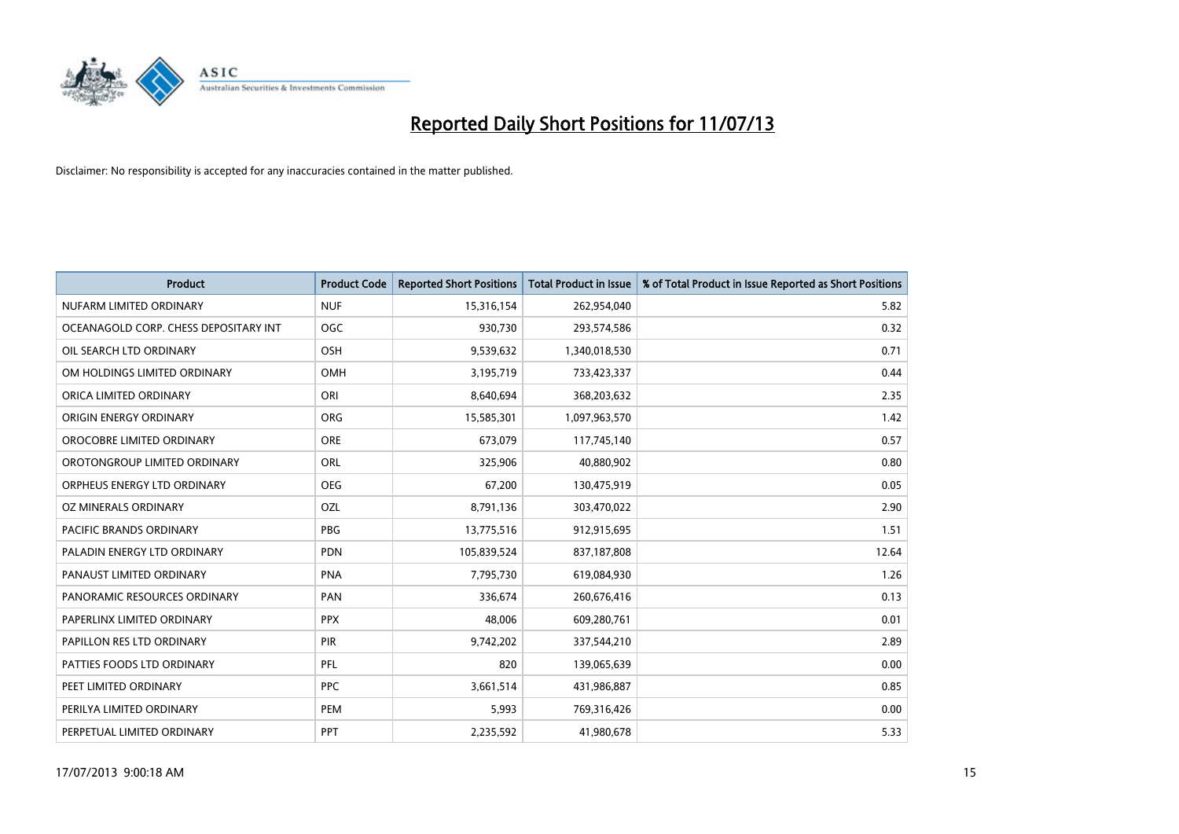# Reported Daily Short Positions for 11/07/13

Disclaimer: No responsibility is accepted for any inaccuracies contained in the matter published.

| Product | Product Code | Reported Short Positions | Total Product in Issue | % of Total Product in Issue Reported as Short Positions |
|---|---|---|---|---|
| NUFARM LIMITED ORDINARY | NUF | 15,316,154 | 262,954,040 | 5.82 |
| OCEANAGOLD CORP. CHESS DEPOSITARY INT | OGC | 930,730 | 293,574,586 | 0.32 |
| OIL SEARCH LTD ORDINARY | OSH | 9,539,632 | 1,340,018,530 | 0.71 |
| OM HOLDINGS LIMITED ORDINARY | OMH | 3,195,719 | 733,423,337 | 0.44 |
| ORICA LIMITED ORDINARY | ORI | 8,640,694 | 368,203,632 | 2.35 |
| ORIGIN ENERGY ORDINARY | ORG | 15,585,301 | 1,097,963,570 | 1.42 |
| OROCOBRE LIMITED ORDINARY | ORE | 673,079 | 117,745,140 | 0.57 |
| OROTONGROUP LIMITED ORDINARY | ORL | 325,906 | 40,880,902 | 0.80 |
| ORPHEUS ENERGY LTD ORDINARY | OEG | 67,200 | 130,475,919 | 0.05 |
| OZ MINERALS ORDINARY | OZL | 8,791,136 | 303,470,022 | 2.90 |
| PACIFIC BRANDS ORDINARY | PBG | 13,775,516 | 912,915,695 | 1.51 |
| PALADIN ENERGY LTD ORDINARY | PDN | 105,839,524 | 837,187,808 | 12.64 |
| PANAUST LIMITED ORDINARY | PNA | 7,795,730 | 619,084,930 | 1.26 |
| PANORAMIC RESOURCES ORDINARY | PAN | 336,674 | 260,676,416 | 0.13 |
| PAPERLINX LIMITED ORDINARY | PPX | 48,006 | 609,280,761 | 0.01 |
| PAPILLON RES LTD ORDINARY | PIR | 9,742,202 | 337,544,210 | 2.89 |
| PATTIES FOODS LTD ORDINARY | PFL | 820 | 139,065,639 | 0.00 |
| PEET LIMITED ORDINARY | PPC | 3,661,514 | 431,986,887 | 0.85 |
| PERILYA LIMITED ORDINARY | PEM | 5,993 | 769,316,426 | 0.00 |
| PERPETUAL LIMITED ORDINARY | PPT | 2,235,592 | 41,980,678 | 5.33 |

17/07/2013 9:00:18 AM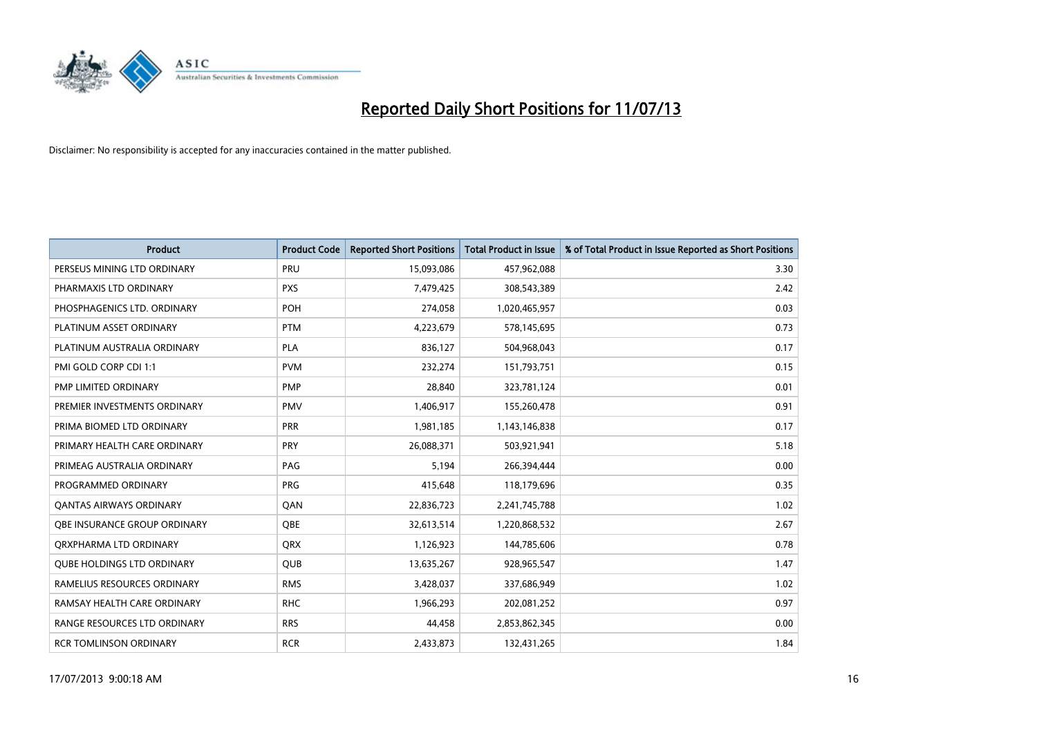# Reported Daily Short Positions for 11/07/13

Disclaimer: No responsibility is accepted for any inaccuracies contained in the matter published.

| Product | Product Code | Reported Short Positions | Total Product in Issue | % of Total Product in Issue Reported as Short Positions |
|---|---|---|---|---|
| PERSEUS MINING LTD ORDINARY | PRU | 15,093,086 | 457,962,088 | 3.30 |
| PHARMAXIS LTD ORDINARY | PXS | 7,479,425 | 308,543,389 | 2.42 |
| PHOSPHAGENICS LTD. ORDINARY | POH | 274,058 | 1,020,465,957 | 0.03 |
| PLATINUM ASSET ORDINARY | PTM | 4,223,679 | 578,145,695 | 0.73 |
| PLATINUM AUSTRALIA ORDINARY | PLA | 836,127 | 504,968,043 | 0.17 |
| PMI GOLD CORP CDI 1:1 | PVM | 232,274 | 151,793,751 | 0.15 |
| PMP LIMITED ORDINARY | PMP | 28,840 | 323,781,124 | 0.01 |
| PREMIER INVESTMENTS ORDINARY | PMV | 1,406,917 | 155,260,478 | 0.91 |
| PRIMA BIOMED LTD ORDINARY | PRR | 1,981,185 | 1,143,146,838 | 0.17 |
| PRIMARY HEALTH CARE ORDINARY | PRY | 26,088,371 | 503,921,941 | 5.18 |
| PRIMEAG AUSTRALIA ORDINARY | PAG | 5,194 | 266,394,444 | 0.00 |
| PROGRAMMED ORDINARY | PRG | 415,648 | 118,179,696 | 0.35 |
| QANTAS AIRWAYS ORDINARY | QAN | 22,836,723 | 2,241,745,788 | 1.02 |
| QBE INSURANCE GROUP ORDINARY | QBE | 32,613,514 | 1,220,868,532 | 2.67 |
| QRXPHARMA LTD ORDINARY | QRX | 1,126,923 | 144,785,606 | 0.78 |
| QUBE HOLDINGS LTD ORDINARY | QUB | 13,635,267 | 928,965,547 | 1.47 |
| RAMELIUS RESOURCES ORDINARY | RMS | 3,428,037 | 337,686,949 | 1.02 |
| RAMSAY HEALTH CARE ORDINARY | RHC | 1,966,293 | 202,081,252 | 0.97 |
| RANGE RESOURCES LTD ORDINARY | RRS | 44,458 | 2,853,862,345 | 0.00 |
| RCR TOMLINSON ORDINARY | RCR | 2,433,873 | 132,431,265 | 1.84 |

17/07/2013 9:00:18 AM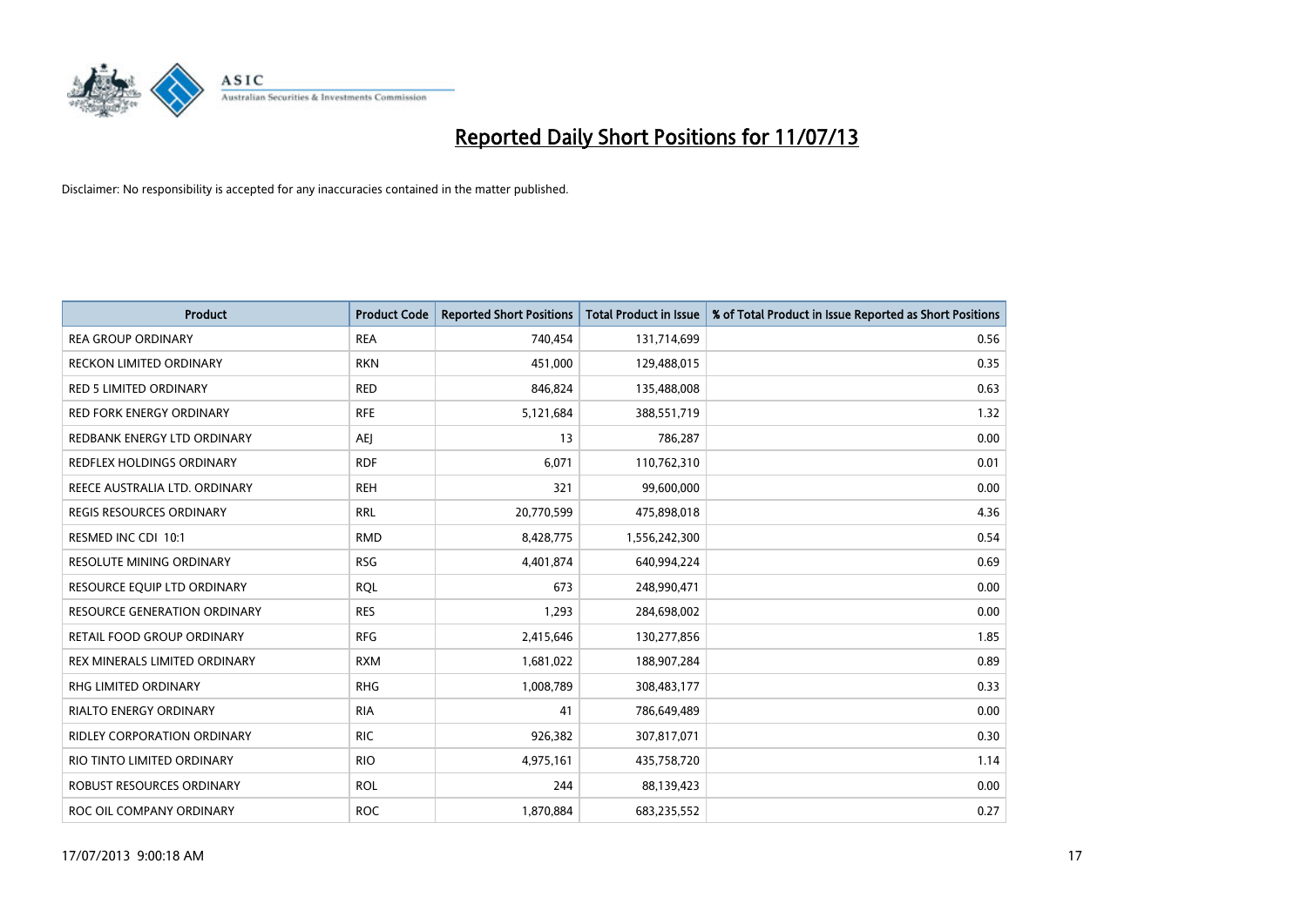# Reported Daily Short Positions for 11/07/13

Disclaimer: No responsibility is accepted for any inaccuracies contained in the matter published.

| Product | Product Code | Reported Short Positions | Total Product in Issue | % of Total Product in Issue Reported as Short Positions |
|---|---|---|---|---|
| REA GROUP ORDINARY | REA | 740,454 | 131,714,699 | 0.56 |
| RECKON LIMITED ORDINARY | RKN | 451,000 | 129,488,015 | 0.35 |
| RED 5 LIMITED ORDINARY | RED | 846,824 | 135,488,008 | 0.63 |
| RED FORK ENERGY ORDINARY | RFE | 5,121,684 | 388,551,719 | 1.32 |
| REDBANK ENERGY LTD ORDINARY | AEJ | 13 | 786,287 | 0.00 |
| REDFLEX HOLDINGS ORDINARY | RDF | 6,071 | 110,762,310 | 0.01 |
| REECE AUSTRALIA LTD. ORDINARY | REH | 321 | 99,600,000 | 0.00 |
| REGIS RESOURCES ORDINARY | RRL | 20,770,599 | 475,898,018 | 4.36 |
| RESMED INC CDI 10:1 | RMD | 8,428,775 | 1,556,242,300 | 0.54 |
| RESOLUTE MINING ORDINARY | RSG | 4,401,874 | 640,994,224 | 0.69 |
| RESOURCE EQUIP LTD ORDINARY | RQL | 673 | 248,990,471 | 0.00 |
| RESOURCE GENERATION ORDINARY | RES | 1,293 | 284,698,002 | 0.00 |
| RETAIL FOOD GROUP ORDINARY | RFG | 2,415,646 | 130,277,856 | 1.85 |
| REX MINERALS LIMITED ORDINARY | RXM | 1,681,022 | 188,907,284 | 0.89 |
| RHG LIMITED ORDINARY | RHG | 1,008,789 | 308,483,177 | 0.33 |
| RIALTO ENERGY ORDINARY | RIA | 41 | 786,649,489 | 0.00 |
| RIDLEY CORPORATION ORDINARY | RIC | 926,382 | 307,817,071 | 0.30 |
| RIO TINTO LIMITED ORDINARY | RIO | 4,975,161 | 435,758,720 | 1.14 |
| ROBUST RESOURCES ORDINARY | ROL | 244 | 88,139,423 | 0.00 |
| ROC OIL COMPANY ORDINARY | ROC | 1,870,884 | 683,235,552 | 0.27 |

17/07/2013 9:00:18 AM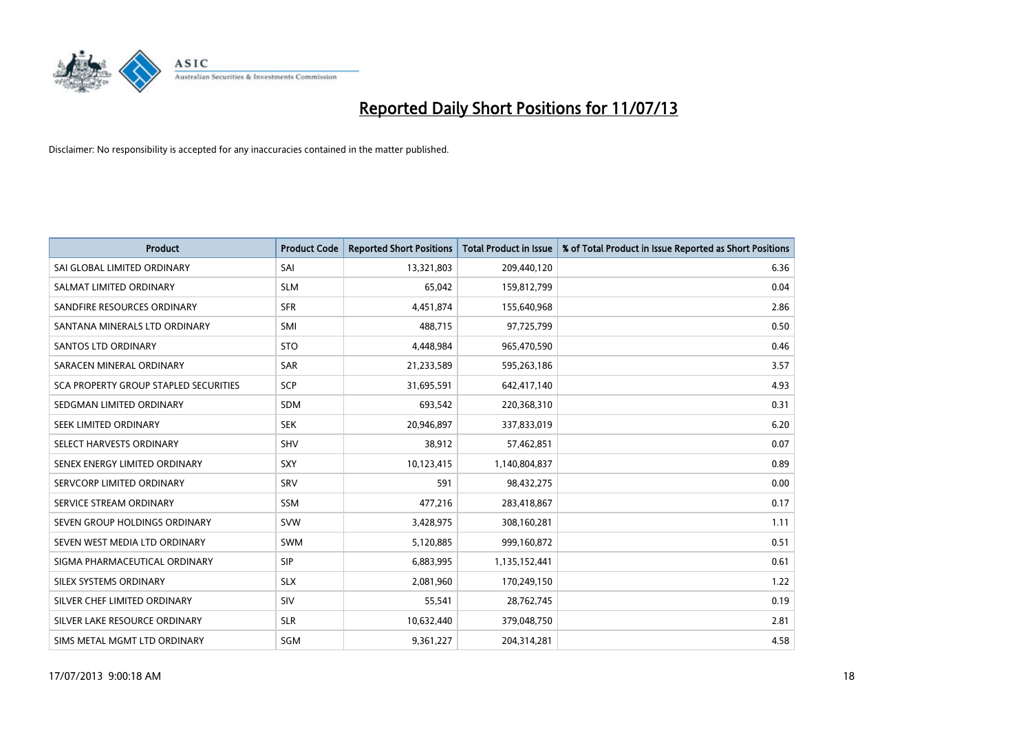# Reported Daily Short Positions for 11/07/13

Disclaimer: No responsibility is accepted for any inaccuracies contained in the matter published.

| Product | Product Code | Reported Short Positions | Total Product in Issue | % of Total Product in Issue Reported as Short Positions |
|---|---|---|---|---|
| SAI GLOBAL LIMITED ORDINARY | SAI | 13,321,803 | 209,440,120 | 6.36 |
| SALMAT LIMITED ORDINARY | SLM | 65,042 | 159,812,799 | 0.04 |
| SANDFIRE RESOURCES ORDINARY | SFR | 4,451,874 | 155,640,968 | 2.86 |
| SANTANA MINERALS LTD ORDINARY | SMI | 488,715 | 97,725,799 | 0.50 |
| SANTOS LTD ORDINARY | STO | 4,448,984 | 965,470,590 | 0.46 |
| SARACEN MINERAL ORDINARY | SAR | 21,233,589 | 595,263,186 | 3.57 |
| SCA PROPERTY GROUP STAPLED SECURITIES | SCP | 31,695,591 | 642,417,140 | 4.93 |
| SEDGMAN LIMITED ORDINARY | SDM | 693,542 | 220,368,310 | 0.31 |
| SEEK LIMITED ORDINARY | SEK | 20,946,897 | 337,833,019 | 6.20 |
| SELECT HARVESTS ORDINARY | SHV | 38,912 | 57,462,851 | 0.07 |
| SENEX ENERGY LIMITED ORDINARY | SXY | 10,123,415 | 1,140,804,837 | 0.89 |
| SERVCORP LIMITED ORDINARY | SRV | 591 | 98,432,275 | 0.00 |
| SERVICE STREAM ORDINARY | SSM | 477,216 | 283,418,867 | 0.17 |
| SEVEN GROUP HOLDINGS ORDINARY | SVW | 3,428,975 | 308,160,281 | 1.11 |
| SEVEN WEST MEDIA LTD ORDINARY | SWM | 5,120,885 | 999,160,872 | 0.51 |
| SIGMA PHARMACEUTICAL ORDINARY | SIP | 6,883,995 | 1,135,152,441 | 0.61 |
| SILEX SYSTEMS ORDINARY | SLX | 2,081,960 | 170,249,150 | 1.22 |
| SILVER CHEF LIMITED ORDINARY | SIV | 55,541 | 28,762,745 | 0.19 |
| SILVER LAKE RESOURCE ORDINARY | SLR | 10,632,440 | 379,048,750 | 2.81 |
| SIMS METAL MGMT LTD ORDINARY | SGM | 9,361,227 | 204,314,281 | 4.58 |

17/07/2013 9:00:18 AM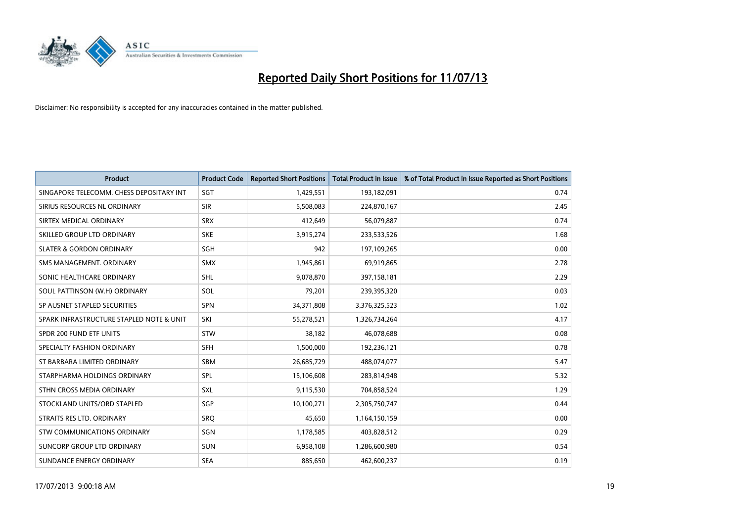# Reported Daily Short Positions for 11/07/13

Disclaimer: No responsibility is accepted for any inaccuracies contained in the matter published.

| Product | Product Code | Reported Short Positions | Total Product in Issue | % of Total Product in Issue Reported as Short Positions |
| --- | --- | --- | --- | --- |
| SINGAPORE TELECOMM. CHESS DEPOSITARY INT | SGT | 1,429,551 | 193,182,091 | 0.74 |
| SIRIUS RESOURCES NL ORDINARY | SIR | 5,508,083 | 224,870,167 | 2.45 |
| SIRTEX MEDICAL ORDINARY | SRX | 412,649 | 56,079,887 | 0.74 |
| SKILLED GROUP LTD ORDINARY | SKE | 3,915,274 | 233,533,526 | 1.68 |
| SLATER & GORDON ORDINARY | SGH | 942 | 197,109,265 | 0.00 |
| SMS MANAGEMENT. ORDINARY | SMX | 1,945,861 | 69,919,865 | 2.78 |
| SONIC HEALTHCARE ORDINARY | SHL | 9,078,870 | 397,158,181 | 2.29 |
| SOUL PATTINSON (W.H) ORDINARY | SOL | 79,201 | 239,395,320 | 0.03 |
| SP AUSNET STAPLED SECURITIES | SPN | 34,371,808 | 3,376,325,523 | 1.02 |
| SPARK INFRASTRUCTURE STAPLED NOTE & UNIT | SKI | 55,278,521 | 1,326,734,264 | 4.17 |
| SPDR 200 FUND ETF UNITS | STW | 38,182 | 46,078,688 | 0.08 |
| SPECIALTY FASHION ORDINARY | SFH | 1,500,000 | 192,236,121 | 0.78 |
| ST BARBARA LIMITED ORDINARY | SBM | 26,685,729 | 488,074,077 | 5.47 |
| STARPHARMA HOLDINGS ORDINARY | SPL | 15,106,608 | 283,814,948 | 5.32 |
| STHN CROSS MEDIA ORDINARY | SXL | 9,115,530 | 704,858,524 | 1.29 |
| STOCKLAND UNITS/ORD STAPLED | SGP | 10,100,271 | 2,305,750,747 | 0.44 |
| STRAITS RES LTD. ORDINARY | SRQ | 45,650 | 1,164,150,159 | 0.00 |
| STW COMMUNICATIONS ORDINARY | SGN | 1,178,585 | 403,828,512 | 0.29 |
| SUNCORP GROUP LTD ORDINARY | SUN | 6,958,108 | 1,286,600,980 | 0.54 |
| SUNDANCE ENERGY ORDINARY | SEA | 885,650 | 462,600,237 | 0.19 |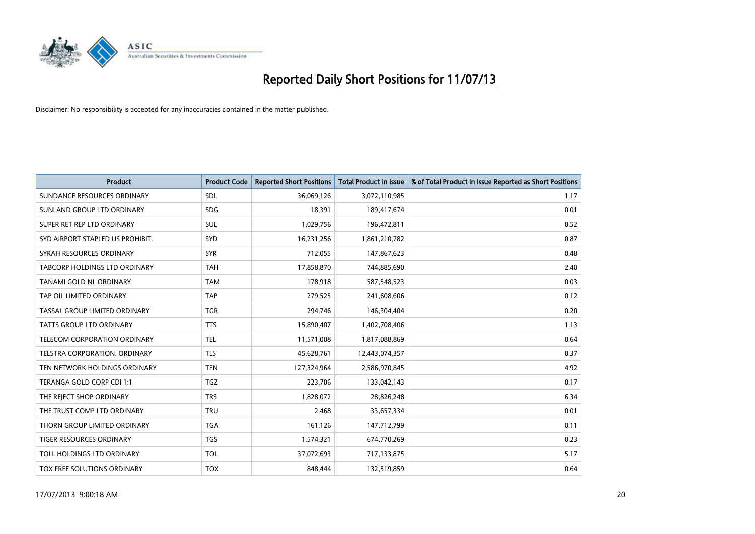# Reported Daily Short Positions for 11/07/13

Disclaimer: No responsibility is accepted for any inaccuracies contained in the matter published.

| Product | Product Code | Reported Short Positions | Total Product in Issue | % of Total Product in Issue Reported as Short Positions |
|---|---|---|---|---|
| SUNDANCE RESOURCES ORDINARY | SDL | 36,069,126 | 3,072,110,985 | 1.17 |
| SUNLAND GROUP LTD ORDINARY | SDG | 18,391 | 189,417,674 | 0.01 |
| SUPER RET REP LTD ORDINARY | SUL | 1,029,756 | 196,472,811 | 0.52 |
| SYD AIRPORT STAPLED US PROHIBIT. | SYD | 16,231,256 | 1,861,210,782 | 0.87 |
| SYRAH RESOURCES ORDINARY | SYR | 712,055 | 147,867,623 | 0.48 |
| TABCORP HOLDINGS LTD ORDINARY | TAH | 17,858,870 | 744,885,690 | 2.40 |
| TANAMI GOLD NL ORDINARY | TAM | 178,918 | 587,548,523 | 0.03 |
| TAP OIL LIMITED ORDINARY | TAP | 279,525 | 241,608,606 | 0.12 |
| TASSAL GROUP LIMITED ORDINARY | TGR | 294,746 | 146,304,404 | 0.20 |
| TATTS GROUP LTD ORDINARY | TTS | 15,890,407 | 1,402,708,406 | 1.13 |
| TELECOM CORPORATION ORDINARY | TEL | 11,571,008 | 1,817,088,869 | 0.64 |
| TELSTRA CORPORATION. ORDINARY | TLS | 45,628,761 | 12,443,074,357 | 0.37 |
| TEN NETWORK HOLDINGS ORDINARY | TEN | 127,324,964 | 2,586,970,845 | 4.92 |
| TERANGA GOLD CORP CDI 1:1 | TGZ | 223,706 | 133,042,143 | 0.17 |
| THE REJECT SHOP ORDINARY | TRS | 1,828,072 | 28,826,248 | 6.34 |
| THE TRUST COMP LTD ORDINARY | TRU | 2,468 | 33,657,334 | 0.01 |
| THORN GROUP LIMITED ORDINARY | TGA | 161,126 | 147,712,799 | 0.11 |
| TIGER RESOURCES ORDINARY | TGS | 1,574,321 | 674,770,269 | 0.23 |
| TOLL HOLDINGS LTD ORDINARY | TOL | 37,072,693 | 717,133,875 | 5.17 |
| TOX FREE SOLUTIONS ORDINARY | TOX | 848,444 | 132,519,859 | 0.64 |

17/07/2013 9:00:18 AM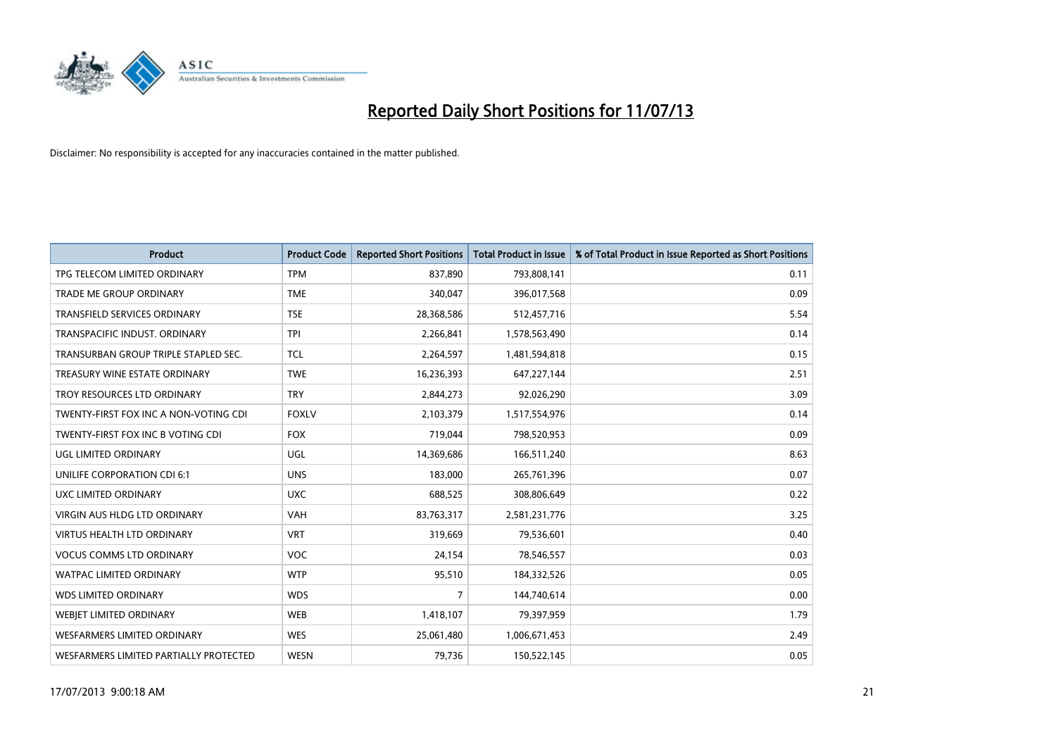# Reported Daily Short Positions for 11/07/13

Disclaimer: No responsibility is accepted for any inaccuracies contained in the matter published.

| Product | Product Code | Reported Short Positions | Total Product in Issue | % of Total Product in Issue Reported as Short Positions |
|---|---|---|---|---|
| TPG TELECOM LIMITED ORDINARY | TPM | 837,890 | 793,808,141 | 0.11 |
| TRADE ME GROUP ORDINARY | TME | 340,047 | 396,017,568 | 0.09 |
| TRANSFIELD SERVICES ORDINARY | TSE | 28,368,586 | 512,457,716 | 5.54 |
| TRANSPACIFIC INDUST. ORDINARY | TPI | 2,266,841 | 1,578,563,490 | 0.14 |
| TRANSURBAN GROUP TRIPLE STAPLED SEC. | TCL | 2,264,597 | 1,481,594,818 | 0.15 |
| TREASURY WINE ESTATE ORDINARY | TWE | 16,236,393 | 647,227,144 | 2.51 |
| TROY RESOURCES LTD ORDINARY | TRY | 2,844,273 | 92,026,290 | 3.09 |
| TWENTY-FIRST FOX INC A NON-VOTING CDI | FOXLV | 2,103,379 | 1,517,554,976 | 0.14 |
| TWENTY-FIRST FOX INC B VOTING CDI | FOX | 719,044 | 798,520,953 | 0.09 |
| UGL LIMITED ORDINARY | UGL | 14,369,686 | 166,511,240 | 8.63 |
| UNILIFE CORPORATION CDI 6:1 | UNS | 183,000 | 265,761,396 | 0.07 |
| UXC LIMITED ORDINARY | UXC | 688,525 | 308,806,649 | 0.22 |
| VIRGIN AUS HLDG LTD ORDINARY | VAH | 83,763,317 | 2,581,231,776 | 3.25 |
| VIRTUS HEALTH LTD ORDINARY | VRT | 319,669 | 79,536,601 | 0.40 |
| VOCUS COMMS LTD ORDINARY | VOC | 24,154 | 78,546,557 | 0.03 |
| WATPAC LIMITED ORDINARY | WTP | 95,510 | 184,332,526 | 0.05 |
| WDS LIMITED ORDINARY | WDS | 7 | 144,740,614 | 0.00 |
| WEBJET LIMITED ORDINARY | WEB | 1,418,107 | 79,397,959 | 1.79 |
| WESFARMERS LIMITED ORDINARY | WES | 25,061,480 | 1,006,671,453 | 2.49 |
| WESFARMERS LIMITED PARTIALLY PROTECTED | WESN | 79,736 | 150,522,145 | 0.05 |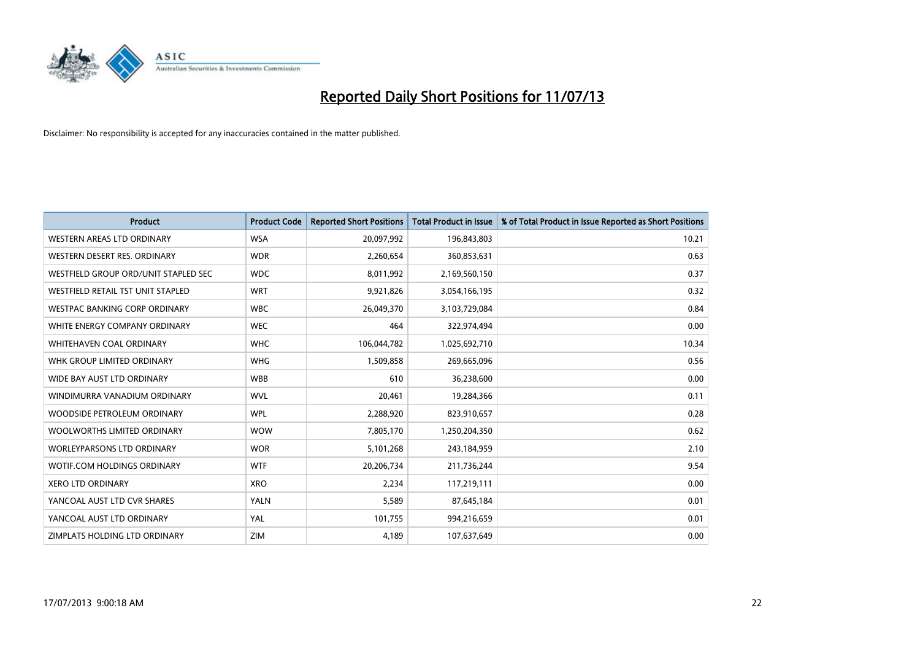# Reported Daily Short Positions for 11/07/13

Disclaimer: No responsibility is accepted for any inaccuracies contained in the matter published.

| Product | Product Code | Reported Short Positions | Total Product in Issue | % of Total Product in Issue Reported as Short Positions |
|---|---|---|---|---|
| WESTERN AREAS LTD ORDINARY | WSA | 20,097,992 | 196,843,803 | 10.21 |
| WESTERN DESERT RES. ORDINARY | WDR | 2,260,654 | 360,853,631 | 0.63 |
| WESTFIELD GROUP ORD/UNIT STAPLED SEC | WDC | 8,011,992 | 2,169,560,150 | 0.37 |
| WESTFIELD RETAIL TST UNIT STAPLED | WRT | 9,921,826 | 3,054,166,195 | 0.32 |
| WESTPAC BANKING CORP ORDINARY | WBC | 26,049,370 | 3,103,729,084 | 0.84 |
| WHITE ENERGY COMPANY ORDINARY | WEC | 464 | 322,974,494 | 0.00 |
| WHITEHAVEN COAL ORDINARY | WHC | 106,044,782 | 1,025,692,710 | 10.34 |
| WHK GROUP LIMITED ORDINARY | WHG | 1,509,858 | 269,665,096 | 0.56 |
| WIDE BAY AUST LTD ORDINARY | WBB | 610 | 36,238,600 | 0.00 |
| WINDIMURRA VANADIUM ORDINARY | WVL | 20,461 | 19,284,366 | 0.11 |
| WOODSIDE PETROLEUM ORDINARY | WPL | 2,288,920 | 823,910,657 | 0.28 |
| WOOLWORTHS LIMITED ORDINARY | WOW | 7,805,170 | 1,250,204,350 | 0.62 |
| WORLEYPARSONS LTD ORDINARY | WOR | 5,101,268 | 243,184,959 | 2.10 |
| WOTIF.COM HOLDINGS ORDINARY | WTF | 20,206,734 | 211,736,244 | 9.54 |
| XERO LTD ORDINARY | XRO | 2,234 | 117,219,111 | 0.00 |
| YANCOAL AUST LTD CVR SHARES | YALN | 5,589 | 87,645,184 | 0.01 |
| YANCOAL AUST LTD ORDINARY | YAL | 101,755 | 994,216,659 | 0.01 |
| ZIMPLATS HOLDING LTD ORDINARY | ZIM | 4,189 | 107,637,649 | 0.00 |

17/07/2013 9:00:18 AM